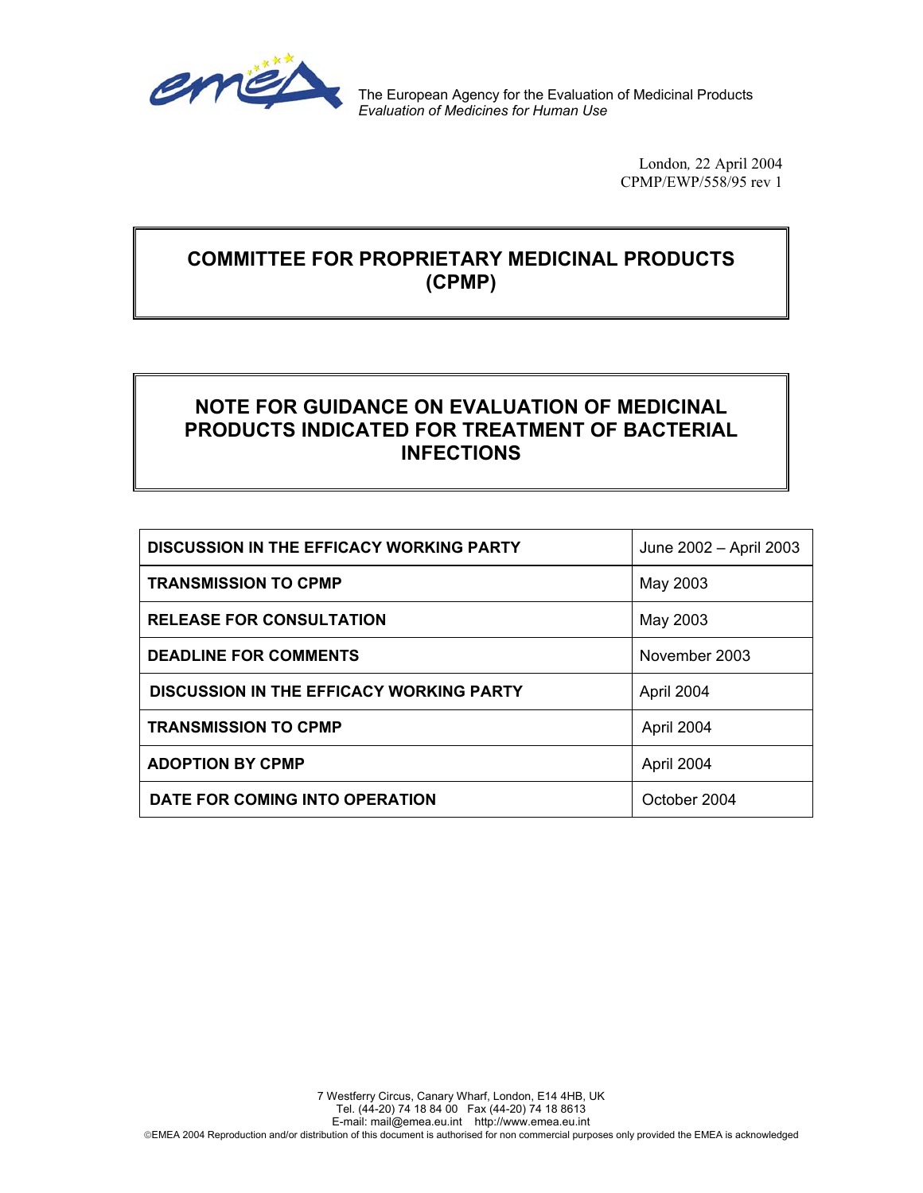The European Agency for the Evaluation of Medicinal Products
*Evaluation of Medicines for Human Use*

London, 22 April 2004
CPMP/EWP/558/95 rev 1

# COMMITTEE FOR PROPRIETARY MEDICINAL PRODUCTS (CPMP)

# NOTE FOR GUIDANCE ON EVALUATION OF MEDICINAL PRODUCTS INDICATED FOR TREATMENT OF BACTERIAL INFECTIONS

| | |
|---|---|
| **DISCUSSION IN THE EFFICACY WORKING PARTY** | June 2002 – April 2003 |
| **TRANSMISSION TO CPMP** | May 2003 |
| **RELEASE FOR CONSULTATION** | May 2003 |
| **DEADLINE FOR COMMENTS** | November 2003 |
| **DISCUSSION IN THE EFFICACY WORKING PARTY** | April 2004 |
| **TRANSMISSION TO CPMP** | April 2004 |
| **ADOPTION BY CPMP** | April 2004 |
| **DATE FOR COMING INTO OPERATION** | October 2004 |

7 Westferry Circus, Canary Wharf, London, E14 4HB, UK
Tel. (44-20) 74 18 84 00 Fax (44-20) 74 18 8613
E-mail: mail@emea.eu.int http://www.emea.eu.int
©EMEA 2004 Reproduction and/or distribution of this document is authorised for non commercial purposes only provided the EMEA is acknowledged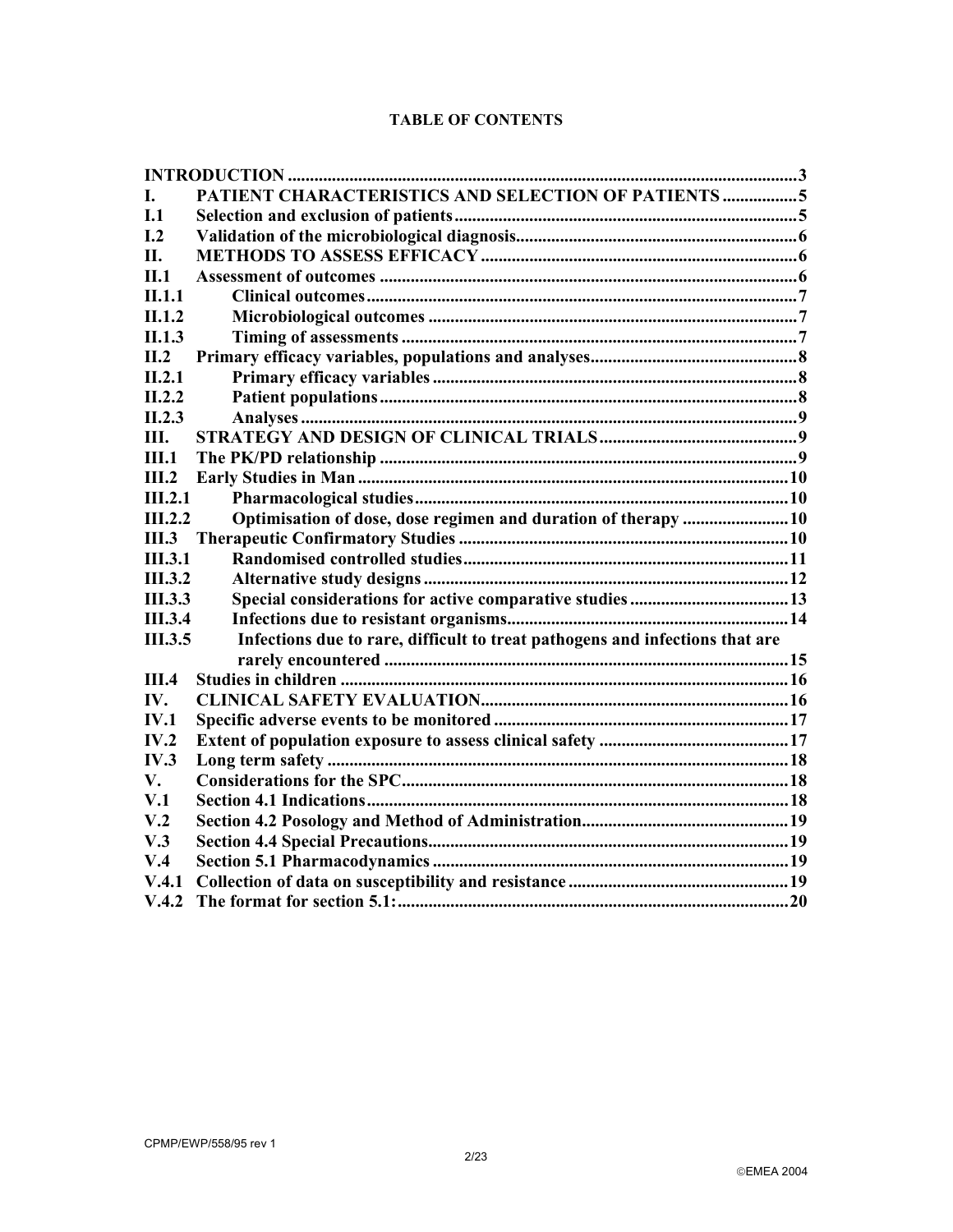**TABLE OF CONTENTS**

| | | |
|---|---|---|
| **INTRODUCTION** | | **3** |
| **I.** | **PATIENT CHARACTERISTICS AND SELECTION OF PATIENTS** | **5** |
| **I.1** | **Selection and exclusion of patients** | **5** |
| **I.2** | **Validation of the microbiological diagnosis** | **6** |
| **II.** | **METHODS TO ASSESS EFFICACY** | **6** |
| **II.1** | **Assessment of outcomes** | **6** |
| **II.1.1** | **Clinical outcomes** | **7** |
| **II.1.2** | **Microbiological outcomes** | **7** |
| **II.1.3** | **Timing of assessments** | **7** |
| **II.2** | **Primary efficacy variables, populations and analyses** | **8** |
| **II.2.1** | **Primary efficacy variables** | **8** |
| **II.2.2** | **Patient populations** | **8** |
| **II.2.3** | **Analyses** | **9** |
| **III.** | **STRATEGY AND DESIGN OF CLINICAL TRIALS** | **9** |
| **III.1** | **The PK/PD relationship** | **9** |
| **III.2** | **Early Studies in Man** | **10** |
| **III.2.1** | **Pharmacological studies** | **10** |
| **III.2.2** | **Optimisation of dose, dose regimen and duration of therapy** | **10** |
| **III.3** | **Therapeutic Confirmatory Studies** | **10** |
| **III.3.1** | **Randomised controlled studies** | **11** |
| **III.3.2** | **Alternative study designs** | **12** |
| **III.3.3** | **Special considerations for active comparative studies** | **13** |
| **III.3.4** | **Infections due to resistant organisms** | **14** |
| **III.3.5** | **Infections due to rare, difficult to treat pathogens and infections that are rarely encountered** | **15** |
| **III.4** | **Studies in children** | **16** |
| **IV.** | **CLINICAL SAFETY EVALUATION** | **16** |
| **IV.1** | **Specific adverse events to be monitored** | **17** |
| **IV.2** | **Extent of population exposure to assess clinical safety** | **17** |
| **IV.3** | **Long term safety** | **18** |
| **V.** | **Considerations for the SPC** | **18** |
| **V.1** | **Section 4.1 Indications** | **18** |
| **V.2** | **Section 4.2 Posology and Method of Administration** | **19** |
| **V.3** | **Section 4.4 Special Precautions** | **19** |
| **V.4** | **Section 5.1 Pharmacodynamics** | **19** |
| **V.4.1** | **Collection of data on susceptibility and resistance** | **19** |
| **V.4.2** | **The format for section 5.1:** | **20** |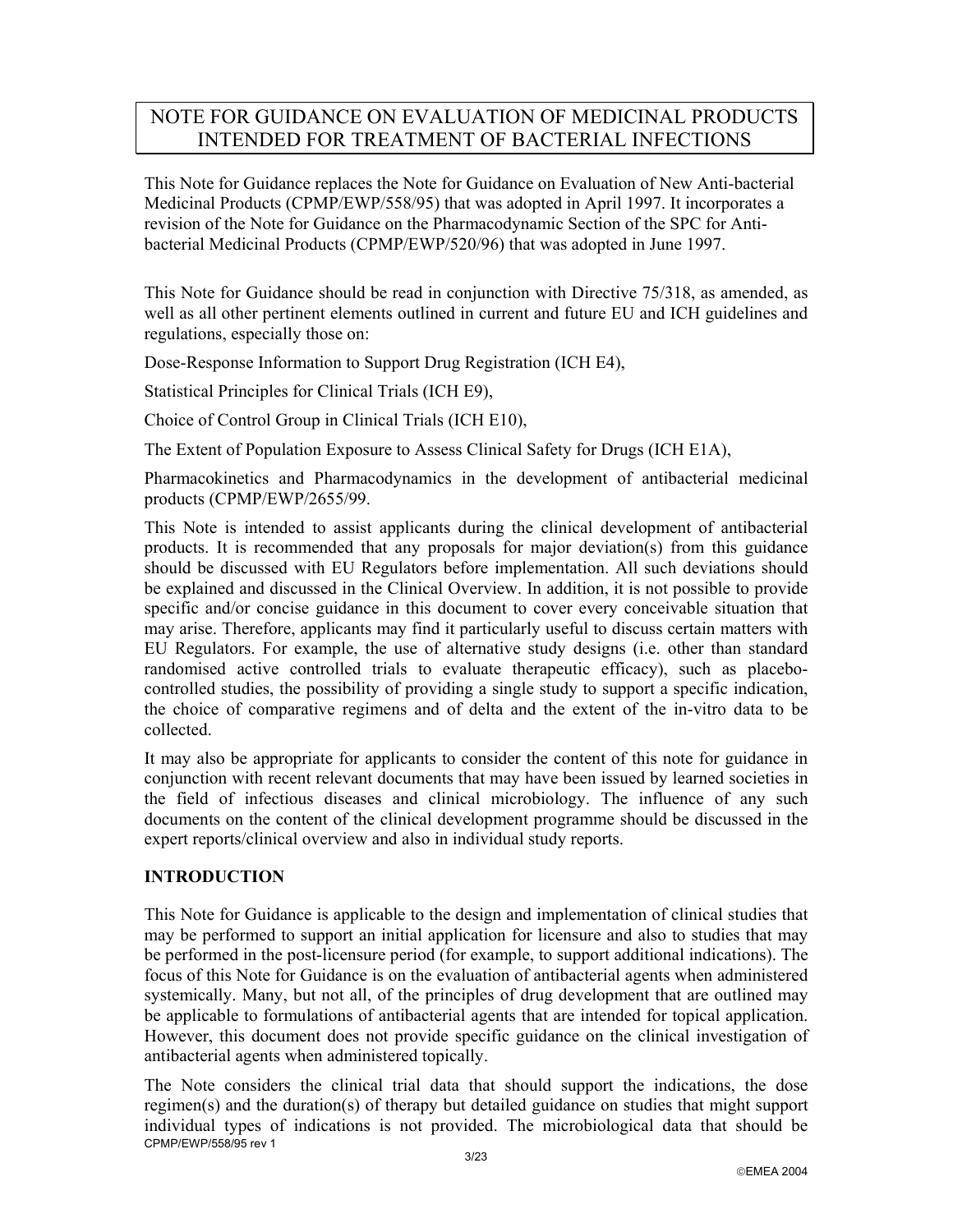# NOTE FOR GUIDANCE ON EVALUATION OF MEDICINAL PRODUCTS INTENDED FOR TREATMENT OF BACTERIAL INFECTIONS

This Note for Guidance replaces the Note for Guidance on Evaluation of New Anti-bacterial Medicinal Products (CPMP/EWP/558/95) that was adopted in April 1997. It incorporates a revision of the Note for Guidance on the Pharmacodynamic Section of the SPC for Anti-bacterial Medicinal Products (CPMP/EWP/520/96) that was adopted in June 1997.

This Note for Guidance should be read in conjunction with Directive 75/318, as amended, as well as all other pertinent elements outlined in current and future EU and ICH guidelines and regulations, especially those on:

Dose-Response Information to Support Drug Registration (ICH E4),

Statistical Principles for Clinical Trials (ICH E9),

Choice of Control Group in Clinical Trials (ICH E10),

The Extent of Population Exposure to Assess Clinical Safety for Drugs (ICH E1A),

Pharmacokinetics and Pharmacodynamics in the development of antibacterial medicinal products (CPMP/EWP/2655/99.

This Note is intended to assist applicants during the clinical development of antibacterial products. It is recommended that any proposals for major deviation(s) from this guidance should be discussed with EU Regulators before implementation. All such deviations should be explained and discussed in the Clinical Overview. In addition, it is not possible to provide specific and/or concise guidance in this document to cover every conceivable situation that may arise. Therefore, applicants may find it particularly useful to discuss certain matters with EU Regulators. For example, the use of alternative study designs (i.e. other than standard randomised active controlled trials to evaluate therapeutic efficacy), such as placebo-controlled studies, the possibility of providing a single study to support a specific indication, the choice of comparative regimens and of delta and the extent of the in-vitro data to be collected.

It may also be appropriate for applicants to consider the content of this note for guidance in conjunction with recent relevant documents that may have been issued by learned societies in the field of infectious diseases and clinical microbiology. The influence of any such documents on the content of the clinical development programme should be discussed in the expert reports/clinical overview and also in individual study reports.

## INTRODUCTION

This Note for Guidance is applicable to the design and implementation of clinical studies that may be performed to support an initial application for licensure and also to studies that may be performed in the post-licensure period (for example, to support additional indications). The focus of this Note for Guidance is on the evaluation of antibacterial agents when administered systemically. Many, but not all, of the principles of drug development that are outlined may be applicable to formulations of antibacterial agents that are intended for topical application. However, this document does not provide specific guidance on the clinical investigation of antibacterial agents when administered topically.

The Note considers the clinical trial data that should support the indications, the dose regimen(s) and the duration(s) of therapy but detailed guidance on studies that might support individual types of indications is not provided. The microbiological data that should be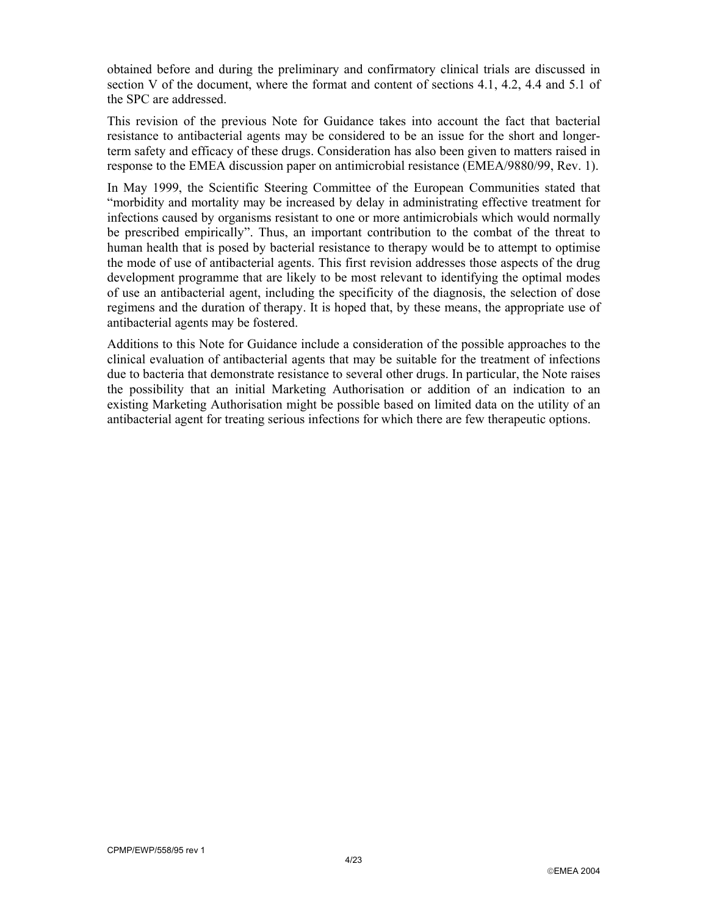obtained before and during the preliminary and confirmatory clinical trials are discussed in section V of the document, where the format and content of sections 4.1, 4.2, 4.4 and 5.1 of the SPC are addressed.

This revision of the previous Note for Guidance takes into account the fact that bacterial resistance to antibacterial agents may be considered to be an issue for the short and longer-term safety and efficacy of these drugs. Consideration has also been given to matters raised in response to the EMEA discussion paper on antimicrobial resistance (EMEA/9880/99, Rev. 1).

In May 1999, the Scientific Steering Committee of the European Communities stated that "morbidity and mortality may be increased by delay in administrating effective treatment for infections caused by organisms resistant to one or more antimicrobials which would normally be prescribed empirically". Thus, an important contribution to the combat of the threat to human health that is posed by bacterial resistance to therapy would be to attempt to optimise the mode of use of antibacterial agents. This first revision addresses those aspects of the drug development programme that are likely to be most relevant to identifying the optimal modes of use an antibacterial agent, including the specificity of the diagnosis, the selection of dose regimens and the duration of therapy. It is hoped that, by these means, the appropriate use of antibacterial agents may be fostered.

Additions to this Note for Guidance include a consideration of the possible approaches to the clinical evaluation of antibacterial agents that may be suitable for the treatment of infections due to bacteria that demonstrate resistance to several other drugs. In particular, the Note raises the possibility that an initial Marketing Authorisation or addition of an indication to an existing Marketing Authorisation might be possible based on limited data on the utility of an antibacterial agent for treating serious infections for which there are few therapeutic options.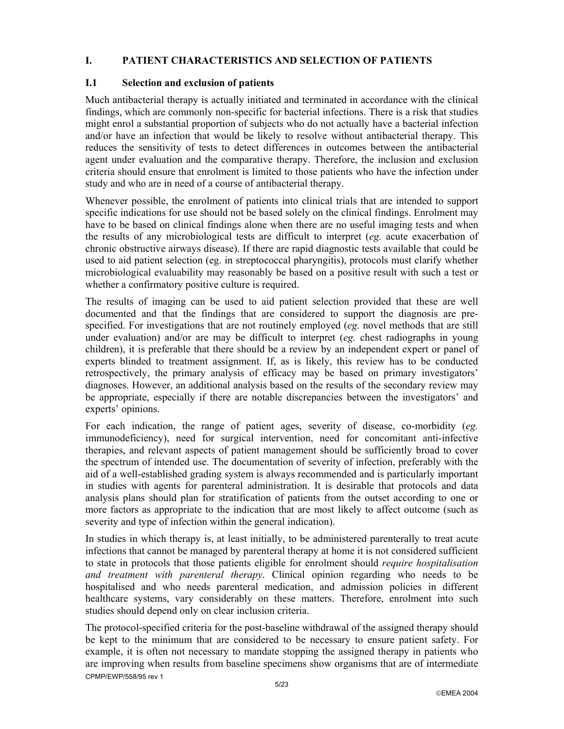## I. PATIENT CHARACTERISTICS AND SELECTION OF PATIENTS

### I.1 Selection and exclusion of patients

Much antibacterial therapy is actually initiated and terminated in accordance with the clinical findings, which are commonly non-specific for bacterial infections. There is a risk that studies might enrol a substantial proportion of subjects who do not actually have a bacterial infection and/or have an infection that would be likely to resolve without antibacterial therapy. This reduces the sensitivity of tests to detect differences in outcomes between the antibacterial agent under evaluation and the comparative therapy. Therefore, the inclusion and exclusion criteria should ensure that enrolment is limited to those patients who have the infection under study and who are in need of a course of antibacterial therapy.

Whenever possible, the enrolment of patients into clinical trials that are intended to support specific indications for use should not be based solely on the clinical findings. Enrolment may have to be based on clinical findings alone when there are no useful imaging tests and when the results of any microbiological tests are difficult to interpret (*eg.* acute exacerbation of chronic obstructive airways disease). If there are rapid diagnostic tests available that could be used to aid patient selection (eg. in streptococcal pharyngitis), protocols must clarify whether microbiological evaluability may reasonably be based on a positive result with such a test or whether a confirmatory positive culture is required.

The results of imaging can be used to aid patient selection provided that these are well documented and that the findings that are considered to support the diagnosis are pre-specified. For investigations that are not routinely employed (*eg*. novel methods that are still under evaluation) and/or are may be difficult to interpret (*eg.* chest radiographs in young children), it is preferable that there should be a review by an independent expert or panel of experts blinded to treatment assignment. If, as is likely, this review has to be conducted retrospectively, the primary analysis of efficacy may be based on primary investigators' diagnoses. However, an additional analysis based on the results of the secondary review may be appropriate, especially if there are notable discrepancies between the investigators' and experts' opinions.

For each indication, the range of patient ages, severity of disease, co-morbidity (*eg.* immunodeficiency), need for surgical intervention, need for concomitant anti-infective therapies, and relevant aspects of patient management should be sufficiently broad to cover the spectrum of intended use. The documentation of severity of infection, preferably with the aid of a well-established grading system is always recommended and is particularly important in studies with agents for parenteral administration. It is desirable that protocols and data analysis plans should plan for stratification of patients from the outset according to one or more factors as appropriate to the indication that are most likely to affect outcome (such as severity and type of infection within the general indication).

In studies in which therapy is, at least initially, to be administered parenterally to treat acute infections that cannot be managed by parenteral therapy at home it is not considered sufficient to state in protocols that those patients eligible for enrolment should *require hospitalisation and treatment with parenteral therapy*. Clinical opinion regarding who needs to be hospitalised and who needs parenteral medication, and admission policies in different healthcare systems, vary considerably on these matters. Therefore, enrolment into such studies should depend only on clear inclusion criteria.

The protocol-specified criteria for the post-baseline withdrawal of the assigned therapy should be kept to the minimum that are considered to be necessary to ensure patient safety. For example, it is often not necessary to mandate stopping the assigned therapy in patients who are improving when results from baseline specimens show organisms that are of intermediate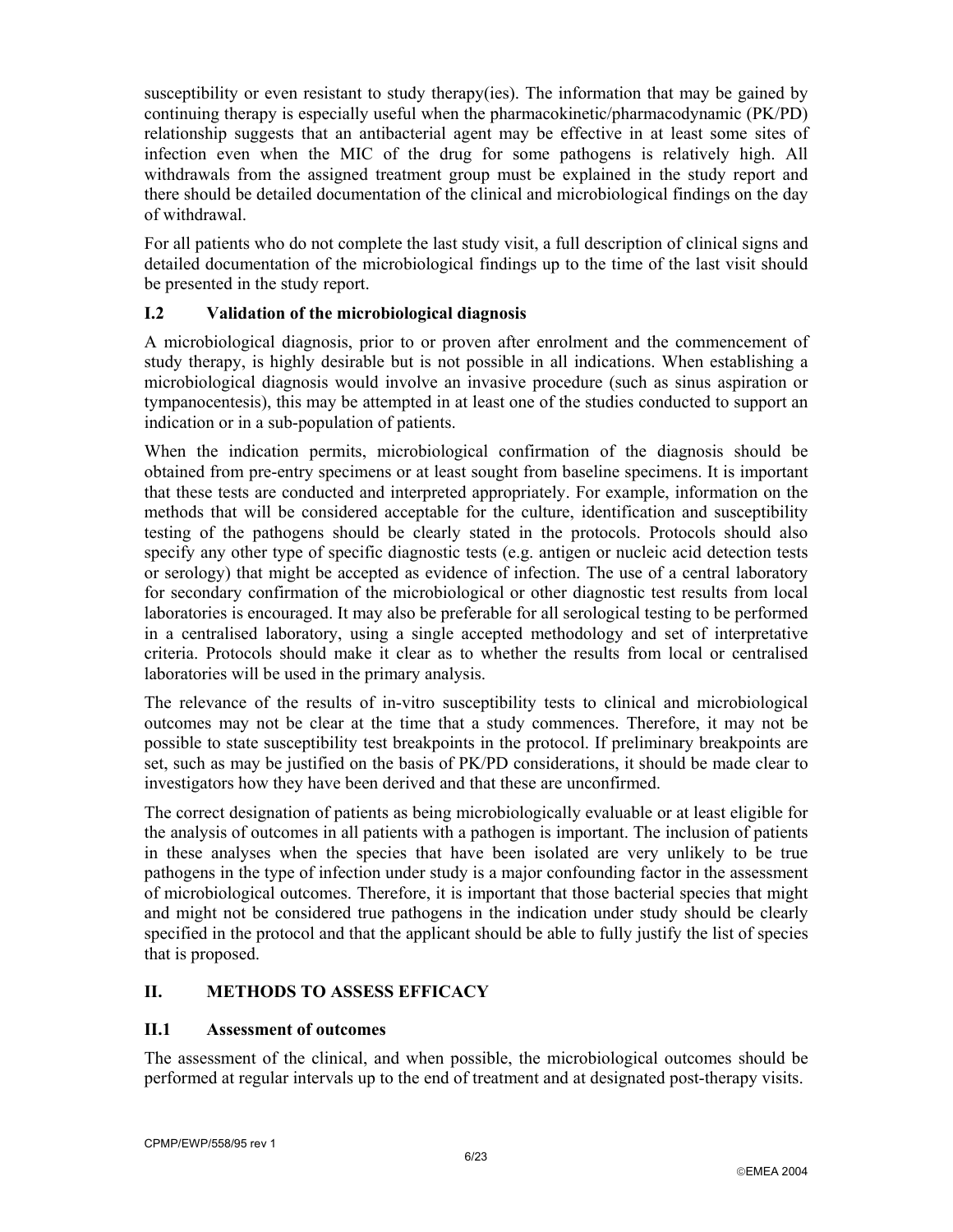susceptibility or even resistant to study therapy(ies). The information that may be gained by continuing therapy is especially useful when the pharmacokinetic/pharmacodynamic (PK/PD) relationship suggests that an antibacterial agent may be effective in at least some sites of infection even when the MIC of the drug for some pathogens is relatively high. All withdrawals from the assigned treatment group must be explained in the study report and there should be detailed documentation of the clinical and microbiological findings on the day of withdrawal.

For all patients who do not complete the last study visit, a full description of clinical signs and detailed documentation of the microbiological findings up to the time of the last visit should be presented in the study report.

### I.2 Validation of the microbiological diagnosis

A microbiological diagnosis, prior to or proven after enrolment and the commencement of study therapy, is highly desirable but is not possible in all indications. When establishing a microbiological diagnosis would involve an invasive procedure (such as sinus aspiration or tympanocentesis), this may be attempted in at least one of the studies conducted to support an indication or in a sub-population of patients.

When the indication permits, microbiological confirmation of the diagnosis should be obtained from pre-entry specimens or at least sought from baseline specimens. It is important that these tests are conducted and interpreted appropriately. For example, information on the methods that will be considered acceptable for the culture, identification and susceptibility testing of the pathogens should be clearly stated in the protocols. Protocols should also specify any other type of specific diagnostic tests (e.g. antigen or nucleic acid detection tests or serology) that might be accepted as evidence of infection. The use of a central laboratory for secondary confirmation of the microbiological or other diagnostic test results from local laboratories is encouraged. It may also be preferable for all serological testing to be performed in a centralised laboratory, using a single accepted methodology and set of interpretative criteria. Protocols should make it clear as to whether the results from local or centralised laboratories will be used in the primary analysis.

The relevance of the results of in-vitro susceptibility tests to clinical and microbiological outcomes may not be clear at the time that a study commences. Therefore, it may not be possible to state susceptibility test breakpoints in the protocol. If preliminary breakpoints are set, such as may be justified on the basis of PK/PD considerations, it should be made clear to investigators how they have been derived and that these are unconfirmed.

The correct designation of patients as being microbiologically evaluable or at least eligible for the analysis of outcomes in all patients with a pathogen is important. The inclusion of patients in these analyses when the species that have been isolated are very unlikely to be true pathogens in the type of infection under study is a major confounding factor in the assessment of microbiological outcomes. Therefore, it is important that those bacterial species that might and might not be considered true pathogens in the indication under study should be clearly specified in the protocol and that the applicant should be able to fully justify the list of species that is proposed.

## II. METHODS TO ASSESS EFFICACY

### II.1 Assessment of outcomes

The assessment of the clinical, and when possible, the microbiological outcomes should be performed at regular intervals up to the end of treatment and at designated post-therapy visits.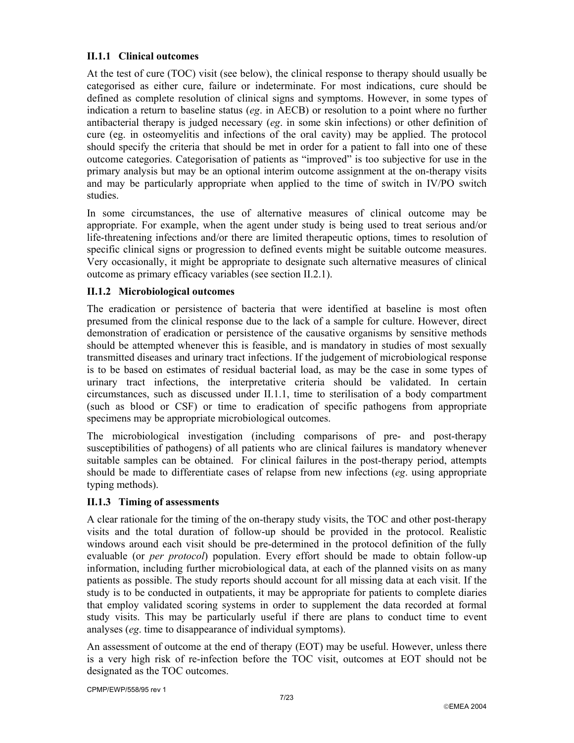### II.1.1 Clinical outcomes

At the test of cure (TOC) visit (see below), the clinical response to therapy should usually be categorised as either cure, failure or indeterminate. For most indications, cure should be defined as complete resolution of clinical signs and symptoms. However, in some types of indication a return to baseline status (*eg*. in AECB) or resolution to a point where no further antibacterial therapy is judged necessary (*eg*. in some skin infections) or other definition of cure (eg. in osteomyelitis and infections of the oral cavity) may be applied. The protocol should specify the criteria that should be met in order for a patient to fall into one of these outcome categories. Categorisation of patients as "improved" is too subjective for use in the primary analysis but may be an optional interim outcome assignment at the on-therapy visits and may be particularly appropriate when applied to the time of switch in IV/PO switch studies.

In some circumstances, the use of alternative measures of clinical outcome may be appropriate. For example, when the agent under study is being used to treat serious and/or life-threatening infections and/or there are limited therapeutic options, times to resolution of specific clinical signs or progression to defined events might be suitable outcome measures. Very occasionally, it might be appropriate to designate such alternative measures of clinical outcome as primary efficacy variables (see section II.2.1).

### II.1.2 Microbiological outcomes

The eradication or persistence of bacteria that were identified at baseline is most often presumed from the clinical response due to the lack of a sample for culture. However, direct demonstration of eradication or persistence of the causative organisms by sensitive methods should be attempted whenever this is feasible, and is mandatory in studies of most sexually transmitted diseases and urinary tract infections. If the judgement of microbiological response is to be based on estimates of residual bacterial load, as may be the case in some types of urinary tract infections, the interpretative criteria should be validated. In certain circumstances, such as discussed under II.1.1, time to sterilisation of a body compartment (such as blood or CSF) or time to eradication of specific pathogens from appropriate specimens may be appropriate microbiological outcomes.

The microbiological investigation (including comparisons of pre- and post-therapy susceptibilities of pathogens) of all patients who are clinical failures is mandatory whenever suitable samples can be obtained. For clinical failures in the post-therapy period, attempts should be made to differentiate cases of relapse from new infections (*eg*. using appropriate typing methods).

### II.1.3 Timing of assessments

A clear rationale for the timing of the on-therapy study visits, the TOC and other post-therapy visits and the total duration of follow-up should be provided in the protocol. Realistic windows around each visit should be pre-determined in the protocol definition of the fully evaluable (or *per protocol*) population. Every effort should be made to obtain follow-up information, including further microbiological data, at each of the planned visits on as many patients as possible. The study reports should account for all missing data at each visit. If the study is to be conducted in outpatients, it may be appropriate for patients to complete diaries that employ validated scoring systems in order to supplement the data recorded at formal study visits. This may be particularly useful if there are plans to conduct time to event analyses (*eg*. time to disappearance of individual symptoms).

An assessment of outcome at the end of therapy (EOT) may be useful. However, unless there is a very high risk of re-infection before the TOC visit, outcomes at EOT should not be designated as the TOC outcomes.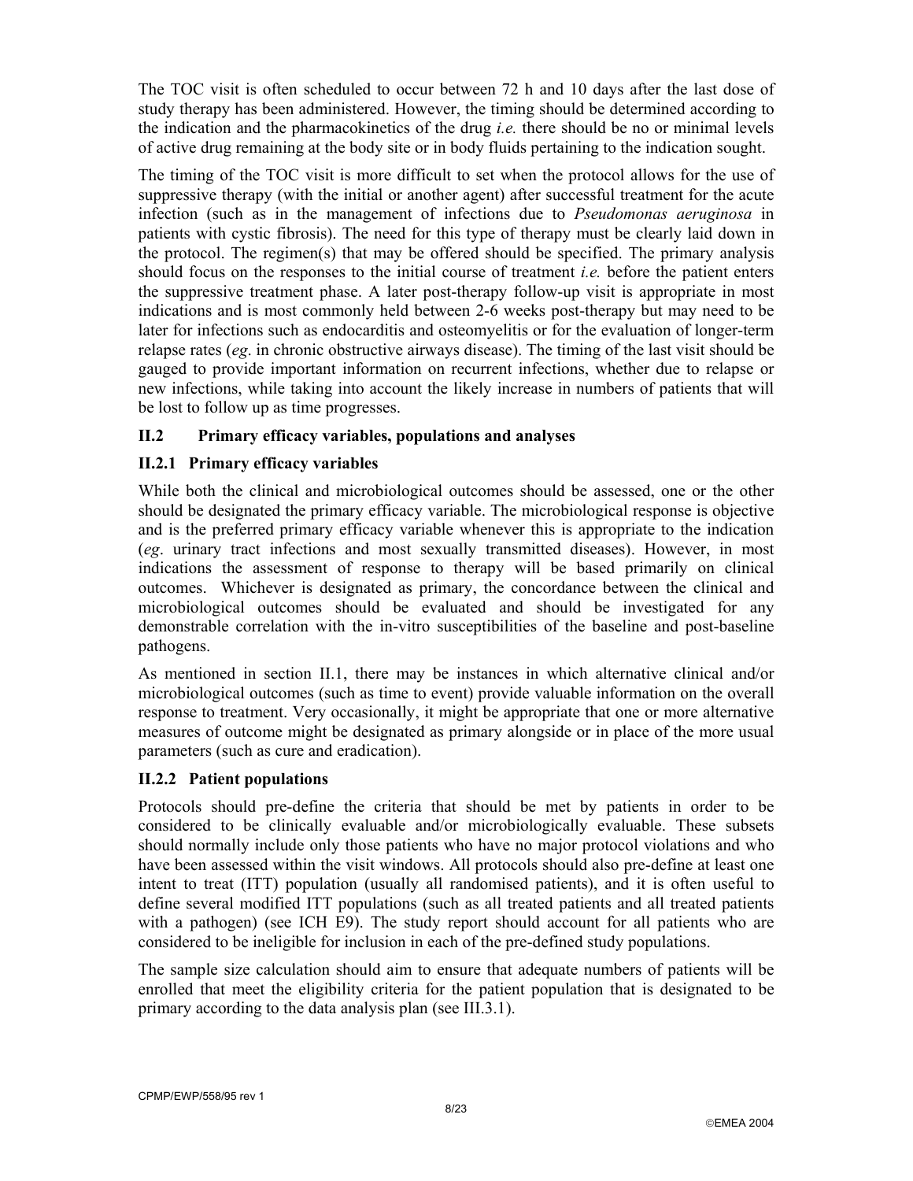The TOC visit is often scheduled to occur between 72 h and 10 days after the last dose of study therapy has been administered. However, the timing should be determined according to the indication and the pharmacokinetics of the drug *i.e.* there should be no or minimal levels of active drug remaining at the body site or in body fluids pertaining to the indication sought.

The timing of the TOC visit is more difficult to set when the protocol allows for the use of suppressive therapy (with the initial or another agent) after successful treatment for the acute infection (such as in the management of infections due to *Pseudomonas aeruginosa* in patients with cystic fibrosis). The need for this type of therapy must be clearly laid down in the protocol. The regimen(s) that may be offered should be specified. The primary analysis should focus on the responses to the initial course of treatment *i.e.* before the patient enters the suppressive treatment phase. A later post-therapy follow-up visit is appropriate in most indications and is most commonly held between 2-6 weeks post-therapy but may need to be later for infections such as endocarditis and osteomyelitis or for the evaluation of longer-term relapse rates (*eg*. in chronic obstructive airways disease). The timing of the last visit should be gauged to provide important information on recurrent infections, whether due to relapse or new infections, while taking into account the likely increase in numbers of patients that will be lost to follow up as time progresses.

## II.2 Primary efficacy variables, populations and analyses

### II.2.1 Primary efficacy variables

While both the clinical and microbiological outcomes should be assessed, one or the other should be designated the primary efficacy variable. The microbiological response is objective and is the preferred primary efficacy variable whenever this is appropriate to the indication (*eg*. urinary tract infections and most sexually transmitted diseases). However, in most indications the assessment of response to therapy will be based primarily on clinical outcomes. Whichever is designated as primary, the concordance between the clinical and microbiological outcomes should be evaluated and should be investigated for any demonstrable correlation with the in-vitro susceptibilities of the baseline and post-baseline pathogens.

As mentioned in section II.1, there may be instances in which alternative clinical and/or microbiological outcomes (such as time to event) provide valuable information on the overall response to treatment. Very occasionally, it might be appropriate that one or more alternative measures of outcome might be designated as primary alongside or in place of the more usual parameters (such as cure and eradication).

### II.2.2 Patient populations

Protocols should pre-define the criteria that should be met by patients in order to be considered to be clinically evaluable and/or microbiologically evaluable. These subsets should normally include only those patients who have no major protocol violations and who have been assessed within the visit windows. All protocols should also pre-define at least one intent to treat (ITT) population (usually all randomised patients), and it is often useful to define several modified ITT populations (such as all treated patients and all treated patients with a pathogen) (see ICH E9). The study report should account for all patients who are considered to be ineligible for inclusion in each of the pre-defined study populations.

The sample size calculation should aim to ensure that adequate numbers of patients will be enrolled that meet the eligibility criteria for the patient population that is designated to be primary according to the data analysis plan (see III.3.1).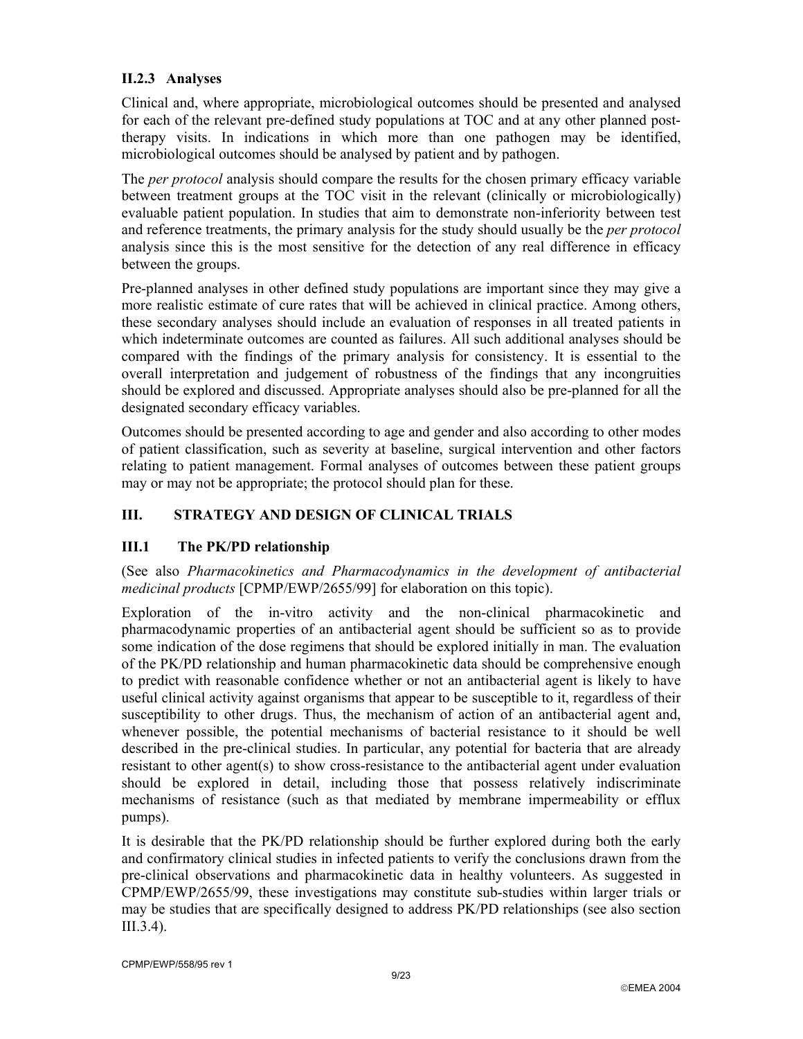### II.2.3 Analyses

Clinical and, where appropriate, microbiological outcomes should be presented and analysed for each of the relevant pre-defined study populations at TOC and at any other planned post-therapy visits. In indications in which more than one pathogen may be identified, microbiological outcomes should be analysed by patient and by pathogen.

The *per protocol* analysis should compare the results for the chosen primary efficacy variable between treatment groups at the TOC visit in the relevant (clinically or microbiologically) evaluable patient population. In studies that aim to demonstrate non-inferiority between test and reference treatments, the primary analysis for the study should usually be the *per protocol* analysis since this is the most sensitive for the detection of any real difference in efficacy between the groups.

Pre-planned analyses in other defined study populations are important since they may give a more realistic estimate of cure rates that will be achieved in clinical practice. Among others, these secondary analyses should include an evaluation of responses in all treated patients in which indeterminate outcomes are counted as failures. All such additional analyses should be compared with the findings of the primary analysis for consistency. It is essential to the overall interpretation and judgement of robustness of the findings that any incongruities should be explored and discussed. Appropriate analyses should also be pre-planned for all the designated secondary efficacy variables.

Outcomes should be presented according to age and gender and also according to other modes of patient classification, such as severity at baseline, surgical intervention and other factors relating to patient management. Formal analyses of outcomes between these patient groups may or may not be appropriate; the protocol should plan for these.

## III. STRATEGY AND DESIGN OF CLINICAL TRIALS

### III.1 The PK/PD relationship

(See also *Pharmacokinetics and Pharmacodynamics in the development of antibacterial medicinal products* [CPMP/EWP/2655/99] for elaboration on this topic).

Exploration of the in-vitro activity and the non-clinical pharmacokinetic and pharmacodynamic properties of an antibacterial agent should be sufficient so as to provide some indication of the dose regimens that should be explored initially in man. The evaluation of the PK/PD relationship and human pharmacokinetic data should be comprehensive enough to predict with reasonable confidence whether or not an antibacterial agent is likely to have useful clinical activity against organisms that appear to be susceptible to it, regardless of their susceptibility to other drugs. Thus, the mechanism of action of an antibacterial agent and, whenever possible, the potential mechanisms of bacterial resistance to it should be well described in the pre-clinical studies. In particular, any potential for bacteria that are already resistant to other agent(s) to show cross-resistance to the antibacterial agent under evaluation should be explored in detail, including those that possess relatively indiscriminate mechanisms of resistance (such as that mediated by membrane impermeability or efflux pumps).

It is desirable that the PK/PD relationship should be further explored during both the early and confirmatory clinical studies in infected patients to verify the conclusions drawn from the pre-clinical observations and pharmacokinetic data in healthy volunteers. As suggested in CPMP/EWP/2655/99, these investigations may constitute sub-studies within larger trials or may be studies that are specifically designed to address PK/PD relationships (see also section III.3.4).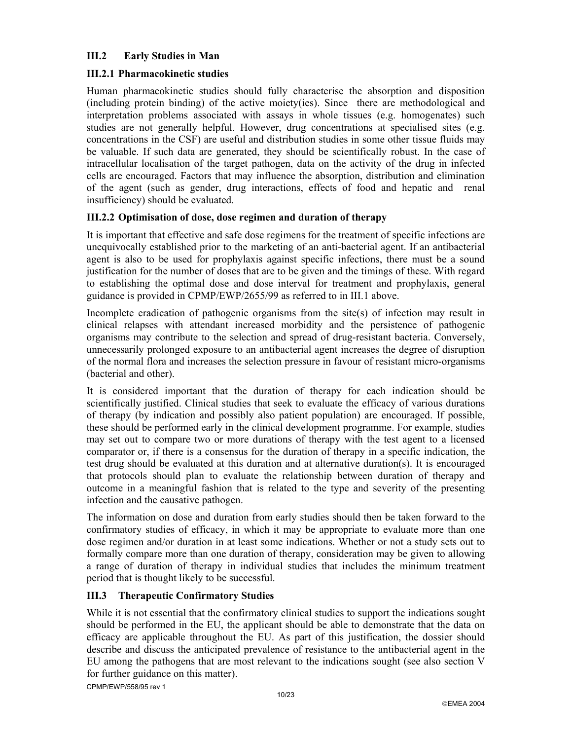### III.2 Early Studies in Man

#### III.2.1 Pharmacokinetic studies

Human pharmacokinetic studies should fully characterise the absorption and disposition (including protein binding) of the active moiety(ies). Since there are methodological and interpretation problems associated with assays in whole tissues (e.g. homogenates) such studies are not generally helpful. However, drug concentrations at specialised sites (e.g. concentrations in the CSF) are useful and distribution studies in some other tissue fluids may be valuable. If such data are generated, they should be scientifically robust. In the case of intracellular localisation of the target pathogen, data on the activity of the drug in infected cells are encouraged. Factors that may influence the absorption, distribution and elimination of the agent (such as gender, drug interactions, effects of food and hepatic and renal insufficiency) should be evaluated.

#### III.2.2 Optimisation of dose, dose regimen and duration of therapy

It is important that effective and safe dose regimens for the treatment of specific infections are unequivocally established prior to the marketing of an anti-bacterial agent. If an antibacterial agent is also to be used for prophylaxis against specific infections, there must be a sound justification for the number of doses that are to be given and the timings of these. With regard to establishing the optimal dose and dose interval for treatment and prophylaxis, general guidance is provided in CPMP/EWP/2655/99 as referred to in III.1 above.

Incomplete eradication of pathogenic organisms from the site(s) of infection may result in clinical relapses with attendant increased morbidity and the persistence of pathogenic organisms may contribute to the selection and spread of drug-resistant bacteria. Conversely, unnecessarily prolonged exposure to an antibacterial agent increases the degree of disruption of the normal flora and increases the selection pressure in favour of resistant micro-organisms (bacterial and other).

It is considered important that the duration of therapy for each indication should be scientifically justified. Clinical studies that seek to evaluate the efficacy of various durations of therapy (by indication and possibly also patient population) are encouraged. If possible, these should be performed early in the clinical development programme. For example, studies may set out to compare two or more durations of therapy with the test agent to a licensed comparator or, if there is a consensus for the duration of therapy in a specific indication, the test drug should be evaluated at this duration and at alternative duration(s). It is encouraged that protocols should plan to evaluate the relationship between duration of therapy and outcome in a meaningful fashion that is related to the type and severity of the presenting infection and the causative pathogen.

The information on dose and duration from early studies should then be taken forward to the confirmatory studies of efficacy, in which it may be appropriate to evaluate more than one dose regimen and/or duration in at least some indications. Whether or not a study sets out to formally compare more than one duration of therapy, consideration may be given to allowing a range of duration of therapy in individual studies that includes the minimum treatment period that is thought likely to be successful.

### III.3 Therapeutic Confirmatory Studies

While it is not essential that the confirmatory clinical studies to support the indications sought should be performed in the EU, the applicant should be able to demonstrate that the data on efficacy are applicable throughout the EU. As part of this justification, the dossier should describe and discuss the anticipated prevalence of resistance to the antibacterial agent in the EU among the pathogens that are most relevant to the indications sought (see also section V for further guidance on this matter).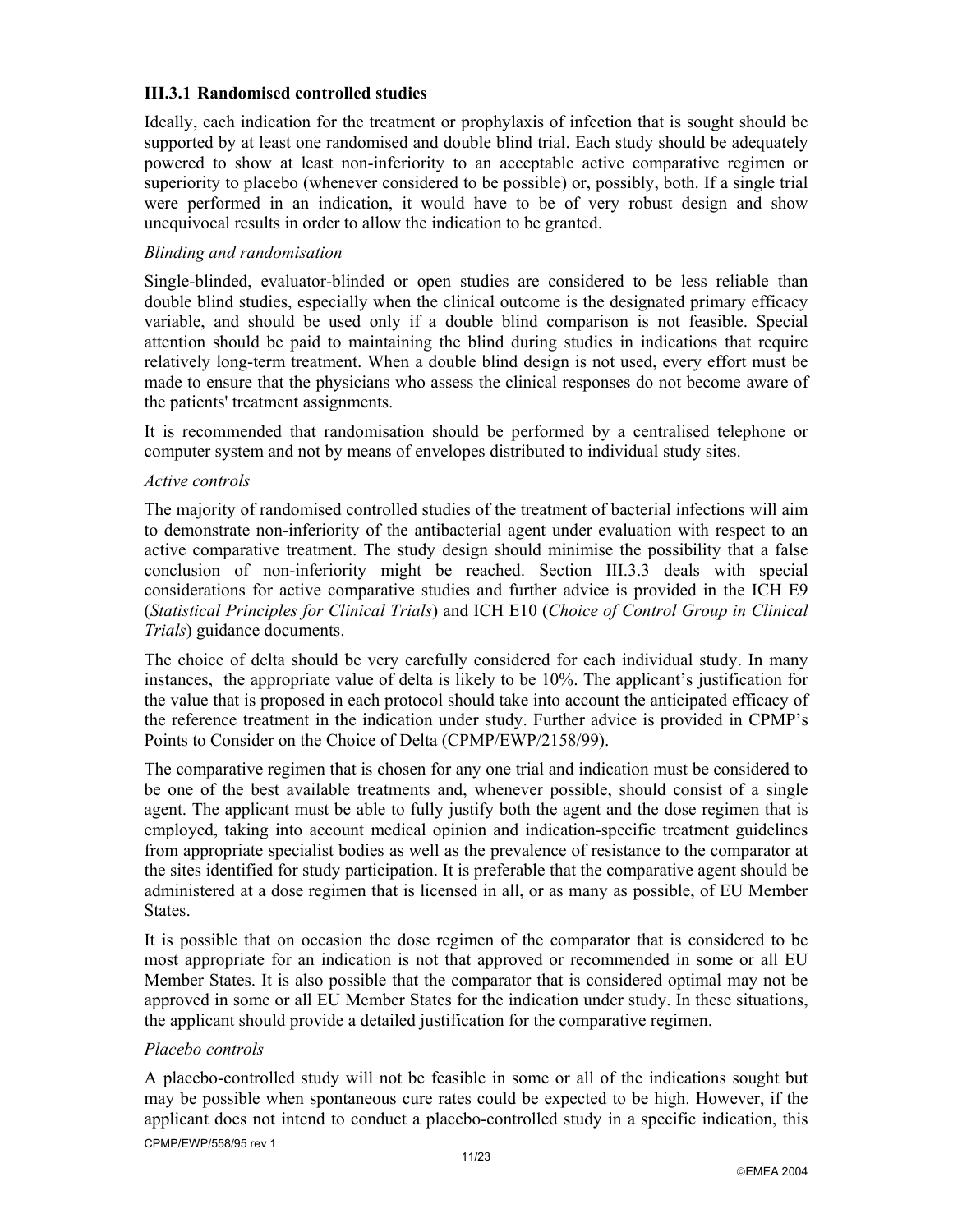### III.3.1 Randomised controlled studies

Ideally, each indication for the treatment or prophylaxis of infection that is sought should be supported by at least one randomised and double blind trial. Each study should be adequately powered to show at least non-inferiority to an acceptable active comparative regimen or superiority to placebo (whenever considered to be possible) or, possibly, both. If a single trial were performed in an indication, it would have to be of very robust design and show unequivocal results in order to allow the indication to be granted.

*Blinding and randomisation*

Single-blinded, evaluator-blinded or open studies are considered to be less reliable than double blind studies, especially when the clinical outcome is the designated primary efficacy variable, and should be used only if a double blind comparison is not feasible. Special attention should be paid to maintaining the blind during studies in indications that require relatively long-term treatment. When a double blind design is not used, every effort must be made to ensure that the physicians who assess the clinical responses do not become aware of the patients' treatment assignments.

It is recommended that randomisation should be performed by a centralised telephone or computer system and not by means of envelopes distributed to individual study sites.

*Active controls*

The majority of randomised controlled studies of the treatment of bacterial infections will aim to demonstrate non-inferiority of the antibacterial agent under evaluation with respect to an active comparative treatment. The study design should minimise the possibility that a false conclusion of non-inferiority might be reached. Section III.3.3 deals with special considerations for active comparative studies and further advice is provided in the ICH E9 (*Statistical Principles for Clinical Trials*) and ICH E10 (*Choice of Control Group in Clinical Trials*) guidance documents.

The choice of delta should be very carefully considered for each individual study. In many instances, the appropriate value of delta is likely to be 10%. The applicant's justification for the value that is proposed in each protocol should take into account the anticipated efficacy of the reference treatment in the indication under study. Further advice is provided in CPMP's Points to Consider on the Choice of Delta (CPMP/EWP/2158/99).

The comparative regimen that is chosen for any one trial and indication must be considered to be one of the best available treatments and, whenever possible, should consist of a single agent. The applicant must be able to fully justify both the agent and the dose regimen that is employed, taking into account medical opinion and indication-specific treatment guidelines from appropriate specialist bodies as well as the prevalence of resistance to the comparator at the sites identified for study participation. It is preferable that the comparative agent should be administered at a dose regimen that is licensed in all, or as many as possible, of EU Member States.

It is possible that on occasion the dose regimen of the comparator that is considered to be most appropriate for an indication is not that approved or recommended in some or all EU Member States. It is also possible that the comparator that is considered optimal may not be approved in some or all EU Member States for the indication under study. In these situations, the applicant should provide a detailed justification for the comparative regimen.

*Placebo controls*

A placebo-controlled study will not be feasible in some or all of the indications sought but may be possible when spontaneous cure rates could be expected to be high. However, if the applicant does not intend to conduct a placebo-controlled study in a specific indication, this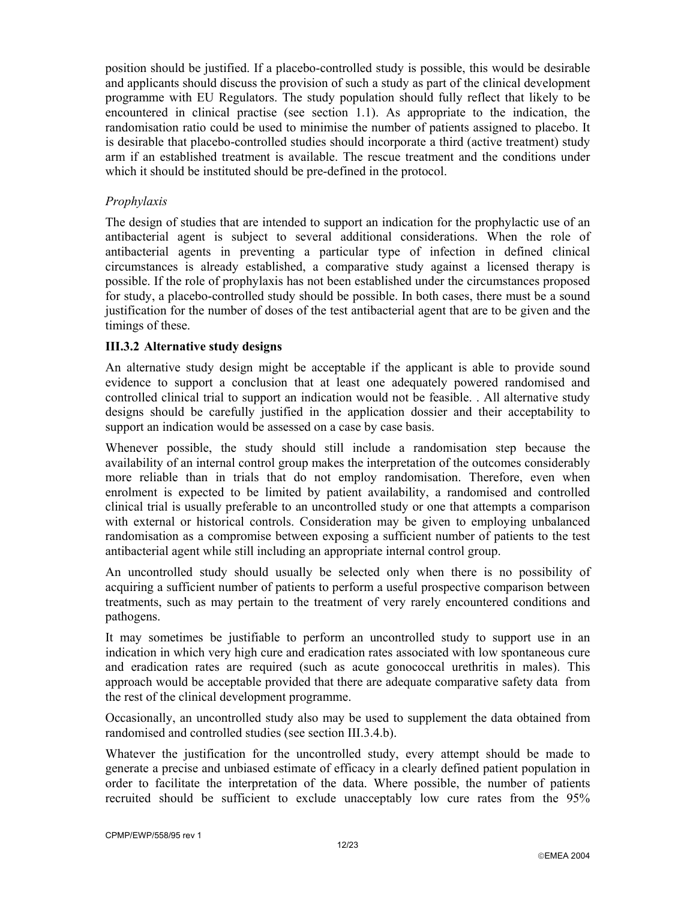position should be justified. If a placebo-controlled study is possible, this would be desirable and applicants should discuss the provision of such a study as part of the clinical development programme with EU Regulators. The study population should fully reflect that likely to be encountered in clinical practise (see section 1.1). As appropriate to the indication, the randomisation ratio could be used to minimise the number of patients assigned to placebo. It is desirable that placebo-controlled studies should incorporate a third (active treatment) study arm if an established treatment is available. The rescue treatment and the conditions under which it should be instituted should be pre-defined in the protocol.

*Prophylaxis*

The design of studies that are intended to support an indication for the prophylactic use of an antibacterial agent is subject to several additional considerations. When the role of antibacterial agents in preventing a particular type of infection in defined clinical circumstances is already established, a comparative study against a licensed therapy is possible. If the role of prophylaxis has not been established under the circumstances proposed for study, a placebo-controlled study should be possible. In both cases, there must be a sound justification for the number of doses of the test antibacterial agent that are to be given and the timings of these.

### III.3.2 Alternative study designs

An alternative study design might be acceptable if the applicant is able to provide sound evidence to support a conclusion that at least one adequately powered randomised and controlled clinical trial to support an indication would not be feasible. . All alternative study designs should be carefully justified in the application dossier and their acceptability to support an indication would be assessed on a case by case basis.

Whenever possible, the study should still include a randomisation step because the availability of an internal control group makes the interpretation of the outcomes considerably more reliable than in trials that do not employ randomisation. Therefore, even when enrolment is expected to be limited by patient availability, a randomised and controlled clinical trial is usually preferable to an uncontrolled study or one that attempts a comparison with external or historical controls. Consideration may be given to employing unbalanced randomisation as a compromise between exposing a sufficient number of patients to the test antibacterial agent while still including an appropriate internal control group.

An uncontrolled study should usually be selected only when there is no possibility of acquiring a sufficient number of patients to perform a useful prospective comparison between treatments, such as may pertain to the treatment of very rarely encountered conditions and pathogens.

It may sometimes be justifiable to perform an uncontrolled study to support use in an indication in which very high cure and eradication rates associated with low spontaneous cure and eradication rates are required (such as acute gonococcal urethritis in males). This approach would be acceptable provided that there are adequate comparative safety data from the rest of the clinical development programme.

Occasionally, an uncontrolled study also may be used to supplement the data obtained from randomised and controlled studies (see section III.3.4.b).

Whatever the justification for the uncontrolled study, every attempt should be made to generate a precise and unbiased estimate of efficacy in a clearly defined patient population in order to facilitate the interpretation of the data. Where possible, the number of patients recruited should be sufficient to exclude unacceptably low cure rates from the 95%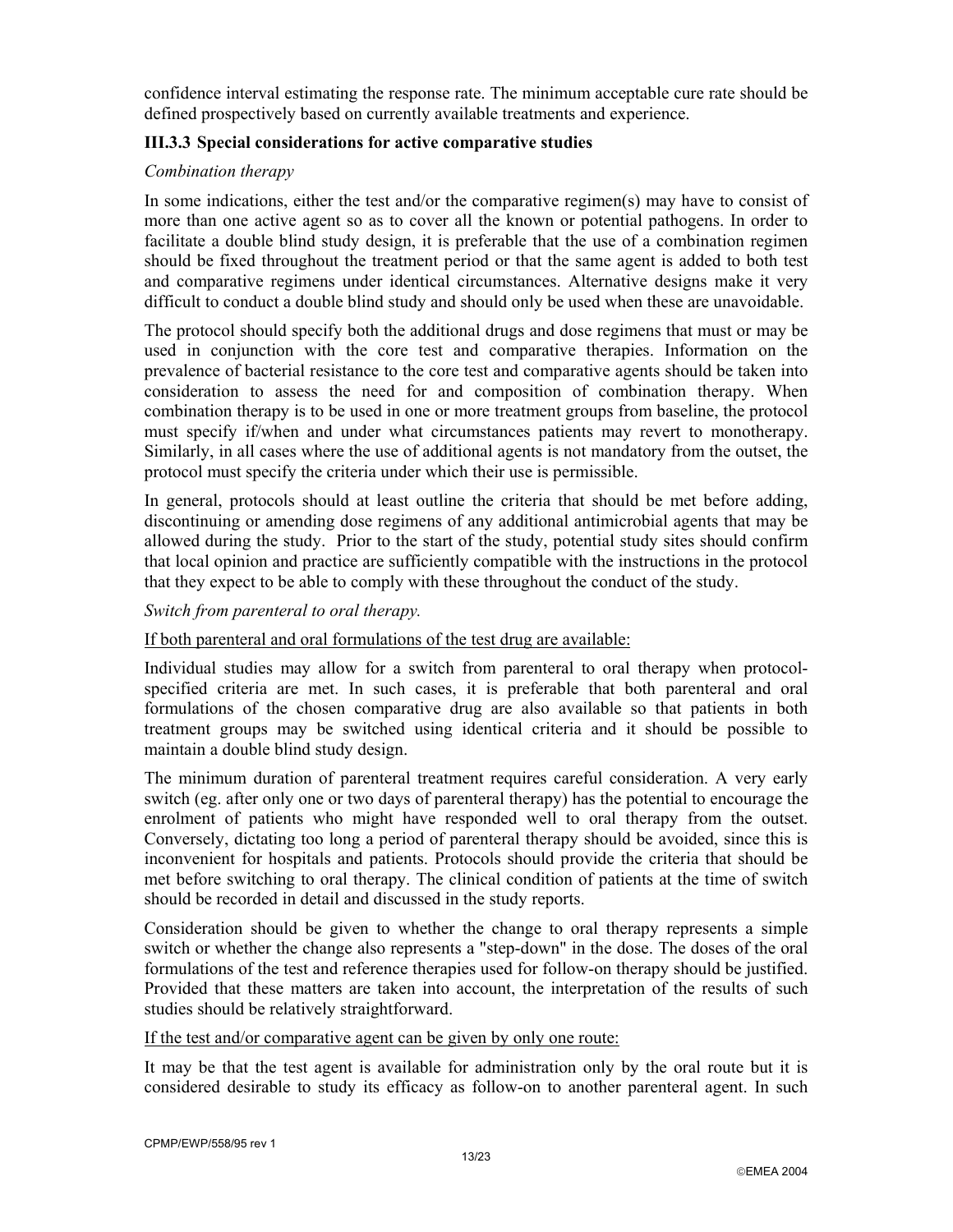confidence interval estimating the response rate. The minimum acceptable cure rate should be defined prospectively based on currently available treatments and experience.

### III.3.3 Special considerations for active comparative studies

*Combination therapy*

In some indications, either the test and/or the comparative regimen(s) may have to consist of more than one active agent so as to cover all the known or potential pathogens. In order to facilitate a double blind study design, it is preferable that the use of a combination regimen should be fixed throughout the treatment period or that the same agent is added to both test and comparative regimens under identical circumstances. Alternative designs make it very difficult to conduct a double blind study and should only be used when these are unavoidable.

The protocol should specify both the additional drugs and dose regimens that must or may be used in conjunction with the core test and comparative therapies. Information on the prevalence of bacterial resistance to the core test and comparative agents should be taken into consideration to assess the need for and composition of combination therapy. When combination therapy is to be used in one or more treatment groups from baseline, the protocol must specify if/when and under what circumstances patients may revert to monotherapy. Similarly, in all cases where the use of additional agents is not mandatory from the outset, the protocol must specify the criteria under which their use is permissible.

In general, protocols should at least outline the criteria that should be met before adding, discontinuing or amending dose regimens of any additional antimicrobial agents that may be allowed during the study. Prior to the start of the study, potential study sites should confirm that local opinion and practice are sufficiently compatible with the instructions in the protocol that they expect to be able to comply with these throughout the conduct of the study.

*Switch from parenteral to oral therapy.*

<u>If both parenteral and oral formulations of the test drug are available:</u>

Individual studies may allow for a switch from parenteral to oral therapy when protocol-specified criteria are met. In such cases, it is preferable that both parenteral and oral formulations of the chosen comparative drug are also available so that patients in both treatment groups may be switched using identical criteria and it should be possible to maintain a double blind study design.

The minimum duration of parenteral treatment requires careful consideration. A very early switch (eg. after only one or two days of parenteral therapy) has the potential to encourage the enrolment of patients who might have responded well to oral therapy from the outset. Conversely, dictating too long a period of parenteral therapy should be avoided, since this is inconvenient for hospitals and patients. Protocols should provide the criteria that should be met before switching to oral therapy. The clinical condition of patients at the time of switch should be recorded in detail and discussed in the study reports.

Consideration should be given to whether the change to oral therapy represents a simple switch or whether the change also represents a "step-down" in the dose. The doses of the oral formulations of the test and reference therapies used for follow-on therapy should be justified. Provided that these matters are taken into account, the interpretation of the results of such studies should be relatively straightforward.

<u>If the test and/or comparative agent can be given by only one route:</u>

It may be that the test agent is available for administration only by the oral route but it is considered desirable to study its efficacy as follow-on to another parenteral agent. In such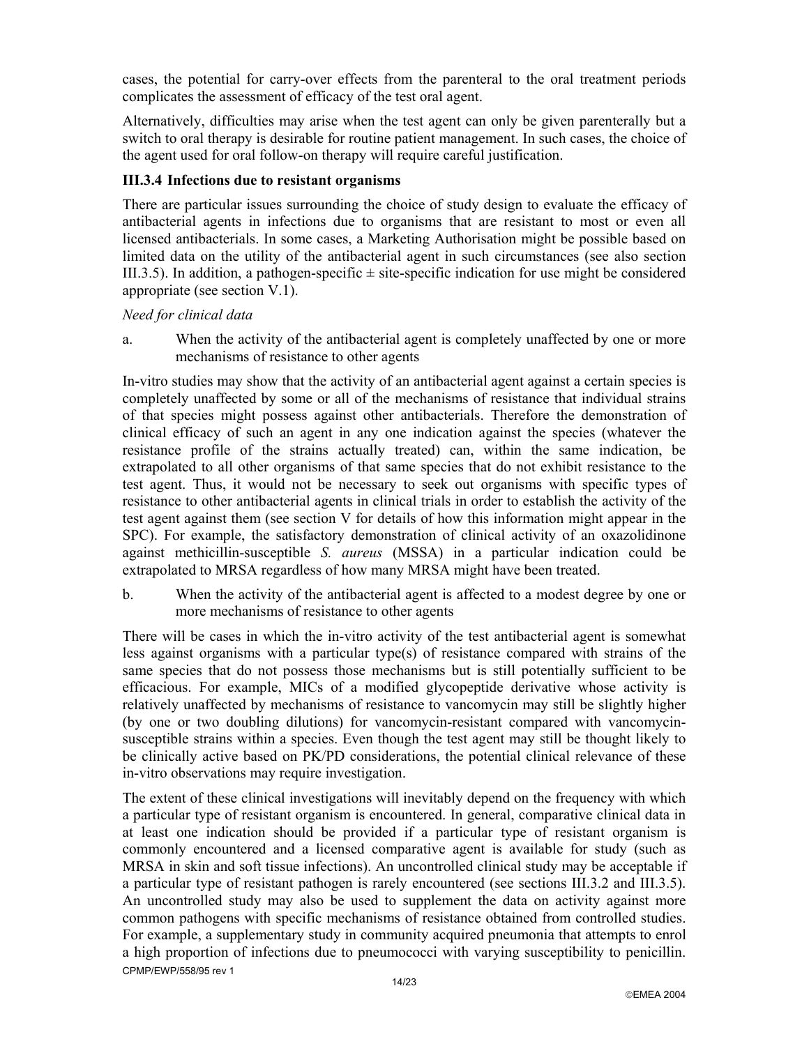cases, the potential for carry-over effects from the parenteral to the oral treatment periods complicates the assessment of efficacy of the test oral agent.

Alternatively, difficulties may arise when the test agent can only be given parenterally but a switch to oral therapy is desirable for routine patient management. In such cases, the choice of the agent used for oral follow-on therapy will require careful justification.

### III.3.4 Infections due to resistant organisms

There are particular issues surrounding the choice of study design to evaluate the efficacy of antibacterial agents in infections due to organisms that are resistant to most or even all licensed antibacterials. In some cases, a Marketing Authorisation might be possible based on limited data on the utility of the antibacterial agent in such circumstances (see also section III.3.5). In addition, a pathogen-specific ± site-specific indication for use might be considered appropriate (see section V.1).

*Need for clinical data*

a. When the activity of the antibacterial agent is completely unaffected by one or more mechanisms of resistance to other agents

In-vitro studies may show that the activity of an antibacterial agent against a certain species is completely unaffected by some or all of the mechanisms of resistance that individual strains of that species might possess against other antibacterials. Therefore the demonstration of clinical efficacy of such an agent in any one indication against the species (whatever the resistance profile of the strains actually treated) can, within the same indication, be extrapolated to all other organisms of that same species that do not exhibit resistance to the test agent. Thus, it would not be necessary to seek out organisms with specific types of resistance to other antibacterial agents in clinical trials in order to establish the activity of the test agent against them (see section V for details of how this information might appear in the SPC). For example, the satisfactory demonstration of clinical activity of an oxazolidinone against methicillin-susceptible *S. aureus* (MSSA) in a particular indication could be extrapolated to MRSA regardless of how many MRSA might have been treated.

b. When the activity of the antibacterial agent is affected to a modest degree by one or more mechanisms of resistance to other agents

There will be cases in which the in-vitro activity of the test antibacterial agent is somewhat less against organisms with a particular type(s) of resistance compared with strains of the same species that do not possess those mechanisms but is still potentially sufficient to be efficacious. For example, MICs of a modified glycopeptide derivative whose activity is relatively unaffected by mechanisms of resistance to vancomycin may still be slightly higher (by one or two doubling dilutions) for vancomycin-resistant compared with vancomycin-susceptible strains within a species. Even though the test agent may still be thought likely to be clinically active based on PK/PD considerations, the potential clinical relevance of these in-vitro observations may require investigation.

The extent of these clinical investigations will inevitably depend on the frequency with which a particular type of resistant organism is encountered. In general, comparative clinical data in at least one indication should be provided if a particular type of resistant organism is commonly encountered and a licensed comparative agent is available for study (such as MRSA in skin and soft tissue infections). An uncontrolled clinical study may be acceptable if a particular type of resistant pathogen is rarely encountered (see sections III.3.2 and III.3.5). An uncontrolled study may also be used to supplement the data on activity against more common pathogens with specific mechanisms of resistance obtained from controlled studies. For example, a supplementary study in community acquired pneumonia that attempts to enrol a high proportion of infections due to pneumococci with varying susceptibility to penicillin.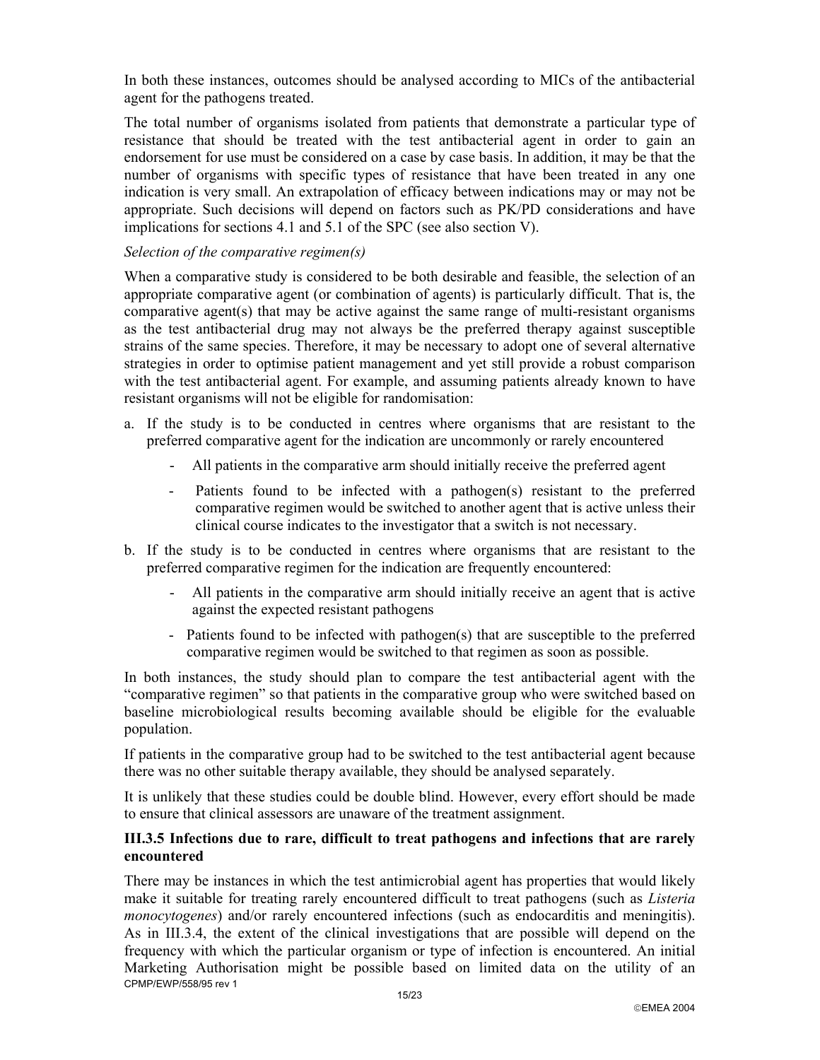In both these instances, outcomes should be analysed according to MICs of the antibacterial agent for the pathogens treated.

The total number of organisms isolated from patients that demonstrate a particular type of resistance that should be treated with the test antibacterial agent in order to gain an endorsement for use must be considered on a case by case basis. In addition, it may be that the number of organisms with specific types of resistance that have been treated in any one indication is very small. An extrapolation of efficacy between indications may or may not be appropriate. Such decisions will depend on factors such as PK/PD considerations and have implications for sections 4.1 and 5.1 of the SPC (see also section V).

*Selection of the comparative regimen(s)*

When a comparative study is considered to be both desirable and feasible, the selection of an appropriate comparative agent (or combination of agents) is particularly difficult. That is, the comparative agent(s) that may be active against the same range of multi-resistant organisms as the test antibacterial drug may not always be the preferred therapy against susceptible strains of the same species. Therefore, it may be necessary to adopt one of several alternative strategies in order to optimise patient management and yet still provide a robust comparison with the test antibacterial agent. For example, and assuming patients already known to have resistant organisms will not be eligible for randomisation:

a. If the study is to be conducted in centres where organisms that are resistant to the preferred comparative agent for the indication are uncommonly or rarely encountered
    - All patients in the comparative arm should initially receive the preferred agent
    - Patients found to be infected with a pathogen(s) resistant to the preferred comparative regimen would be switched to another agent that is active unless their clinical course indicates to the investigator that a switch is not necessary.
b. If the study is to be conducted in centres where organisms that are resistant to the preferred comparative regimen for the indication are frequently encountered:
    - All patients in the comparative arm should initially receive an agent that is active against the expected resistant pathogens
    - Patients found to be infected with pathogen(s) that are susceptible to the preferred comparative regimen would be switched to that regimen as soon as possible.

In both instances, the study should plan to compare the test antibacterial agent with the "comparative regimen" so that patients in the comparative group who were switched based on baseline microbiological results becoming available should be eligible for the evaluable population.

If patients in the comparative group had to be switched to the test antibacterial agent because there was no other suitable therapy available, they should be analysed separately.

It is unlikely that these studies could be double blind. However, every effort should be made to ensure that clinical assessors are unaware of the treatment assignment.

### III.3.5 Infections due to rare, difficult to treat pathogens and infections that are rarely encountered

There may be instances in which the test antimicrobial agent has properties that would likely make it suitable for treating rarely encountered difficult to treat pathogens (such as *Listeria monocytogenes*) and/or rarely encountered infections (such as endocarditis and meningitis). As in III.3.4, the extent of the clinical investigations that are possible will depend on the frequency with which the particular organism or type of infection is encountered. An initial Marketing Authorisation might be possible based on limited data on the utility of an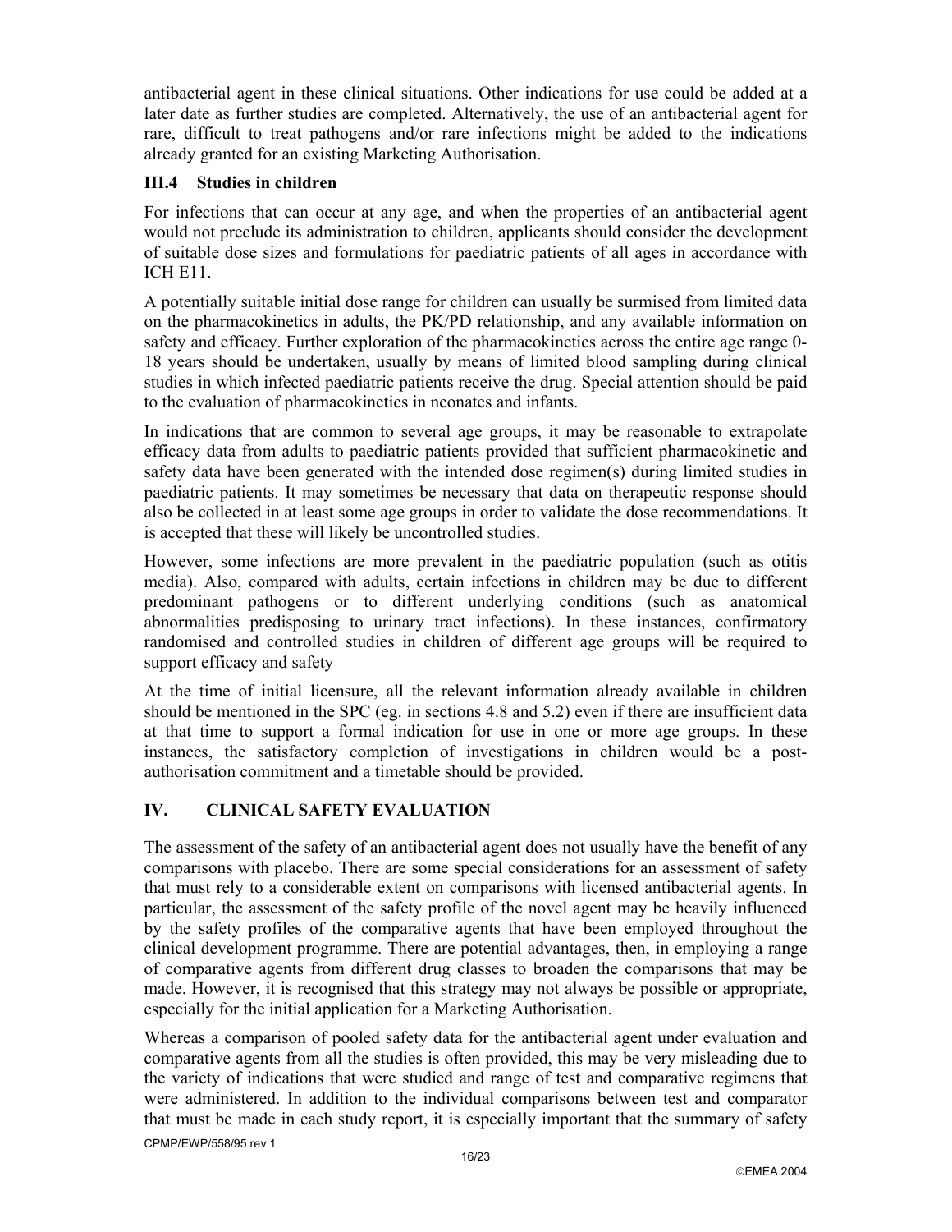antibacterial agent in these clinical situations. Other indications for use could be added at a later date as further studies are completed. Alternatively, the use of an antibacterial agent for rare, difficult to treat pathogens and/or rare infections might be added to the indications already granted for an existing Marketing Authorisation.

### III.4 Studies in children

For infections that can occur at any age, and when the properties of an antibacterial agent would not preclude its administration to children, applicants should consider the development of suitable dose sizes and formulations for paediatric patients of all ages in accordance with ICH E11.

A potentially suitable initial dose range for children can usually be surmised from limited data on the pharmacokinetics in adults, the PK/PD relationship, and any available information on safety and efficacy. Further exploration of the pharmacokinetics across the entire age range 0-18 years should be undertaken, usually by means of limited blood sampling during clinical studies in which infected paediatric patients receive the drug. Special attention should be paid to the evaluation of pharmacokinetics in neonates and infants.

In indications that are common to several age groups, it may be reasonable to extrapolate efficacy data from adults to paediatric patients provided that sufficient pharmacokinetic and safety data have been generated with the intended dose regimen(s) during limited studies in paediatric patients. It may sometimes be necessary that data on therapeutic response should also be collected in at least some age groups in order to validate the dose recommendations. It is accepted that these will likely be uncontrolled studies.

However, some infections are more prevalent in the paediatric population (such as otitis media). Also, compared with adults, certain infections in children may be due to different predominant pathogens or to different underlying conditions (such as anatomical abnormalities predisposing to urinary tract infections). In these instances, confirmatory randomised and controlled studies in children of different age groups will be required to support efficacy and safety

At the time of initial licensure, all the relevant information already available in children should be mentioned in the SPC (eg. in sections 4.8 and 5.2) even if there are insufficient data at that time to support a formal indication for use in one or more age groups. In these instances, the satisfactory completion of investigations in children would be a post-authorisation commitment and a timetable should be provided.

## IV. CLINICAL SAFETY EVALUATION

The assessment of the safety of an antibacterial agent does not usually have the benefit of any comparisons with placebo. There are some special considerations for an assessment of safety that must rely to a considerable extent on comparisons with licensed antibacterial agents. In particular, the assessment of the safety profile of the novel agent may be heavily influenced by the safety profiles of the comparative agents that have been employed throughout the clinical development programme. There are potential advantages, then, in employing a range of comparative agents from different drug classes to broaden the comparisons that may be made. However, it is recognised that this strategy may not always be possible or appropriate, especially for the initial application for a Marketing Authorisation.

Whereas a comparison of pooled safety data for the antibacterial agent under evaluation and comparative agents from all the studies is often provided, this may be very misleading due to the variety of indications that were studied and range of test and comparative regimens that were administered. In addition to the individual comparisons between test and comparator that must be made in each study report, it is especially important that the summary of safety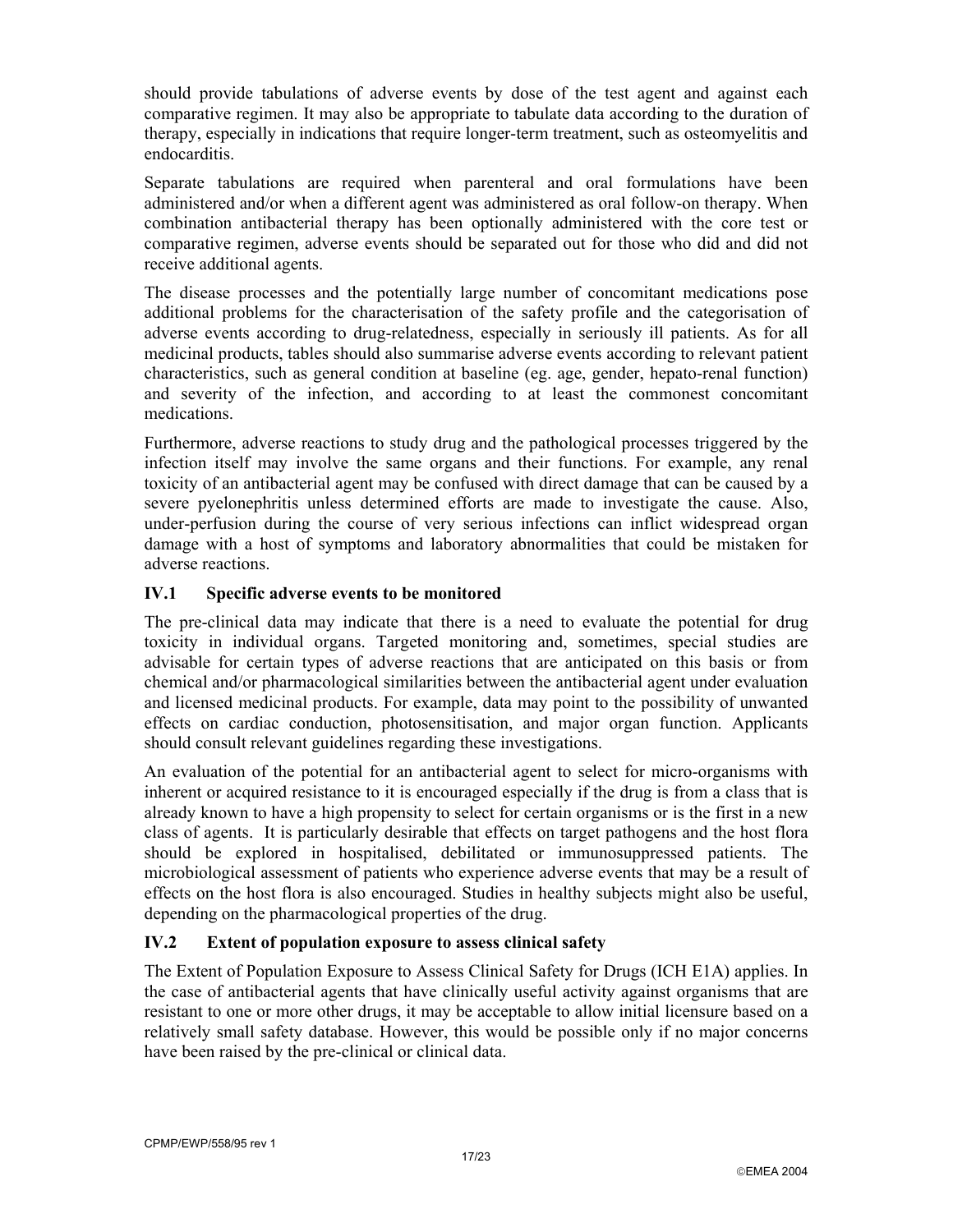should provide tabulations of adverse events by dose of the test agent and against each comparative regimen. It may also be appropriate to tabulate data according to the duration of therapy, especially in indications that require longer-term treatment, such as osteomyelitis and endocarditis.

Separate tabulations are required when parenteral and oral formulations have been administered and/or when a different agent was administered as oral follow-on therapy. When combination antibacterial therapy has been optionally administered with the core test or comparative regimen, adverse events should be separated out for those who did and did not receive additional agents.

The disease processes and the potentially large number of concomitant medications pose additional problems for the characterisation of the safety profile and the categorisation of adverse events according to drug-relatedness, especially in seriously ill patients. As for all medicinal products, tables should also summarise adverse events according to relevant patient characteristics, such as general condition at baseline (eg. age, gender, hepato-renal function) and severity of the infection, and according to at least the commonest concomitant medications.

Furthermore, adverse reactions to study drug and the pathological processes triggered by the infection itself may involve the same organs and their functions. For example, any renal toxicity of an antibacterial agent may be confused with direct damage that can be caused by a severe pyelonephritis unless determined efforts are made to investigate the cause. Also, under-perfusion during the course of very serious infections can inflict widespread organ damage with a host of symptoms and laboratory abnormalities that could be mistaken for adverse reactions.

### IV.1 Specific adverse events to be monitored

The pre-clinical data may indicate that there is a need to evaluate the potential for drug toxicity in individual organs. Targeted monitoring and, sometimes, special studies are advisable for certain types of adverse reactions that are anticipated on this basis or from chemical and/or pharmacological similarities between the antibacterial agent under evaluation and licensed medicinal products. For example, data may point to the possibility of unwanted effects on cardiac conduction, photosensitisation, and major organ function. Applicants should consult relevant guidelines regarding these investigations.

An evaluation of the potential for an antibacterial agent to select for micro-organisms with inherent or acquired resistance to it is encouraged especially if the drug is from a class that is already known to have a high propensity to select for certain organisms or is the first in a new class of agents. It is particularly desirable that effects on target pathogens and the host flora should be explored in hospitalised, debilitated or immunosuppressed patients. The microbiological assessment of patients who experience adverse events that may be a result of effects on the host flora is also encouraged. Studies in healthy subjects might also be useful, depending on the pharmacological properties of the drug.

### IV.2 Extent of population exposure to assess clinical safety

The Extent of Population Exposure to Assess Clinical Safety for Drugs (ICH E1A) applies. In the case of antibacterial agents that have clinically useful activity against organisms that are resistant to one or more other drugs, it may be acceptable to allow initial licensure based on a relatively small safety database. However, this would be possible only if no major concerns have been raised by the pre-clinical or clinical data.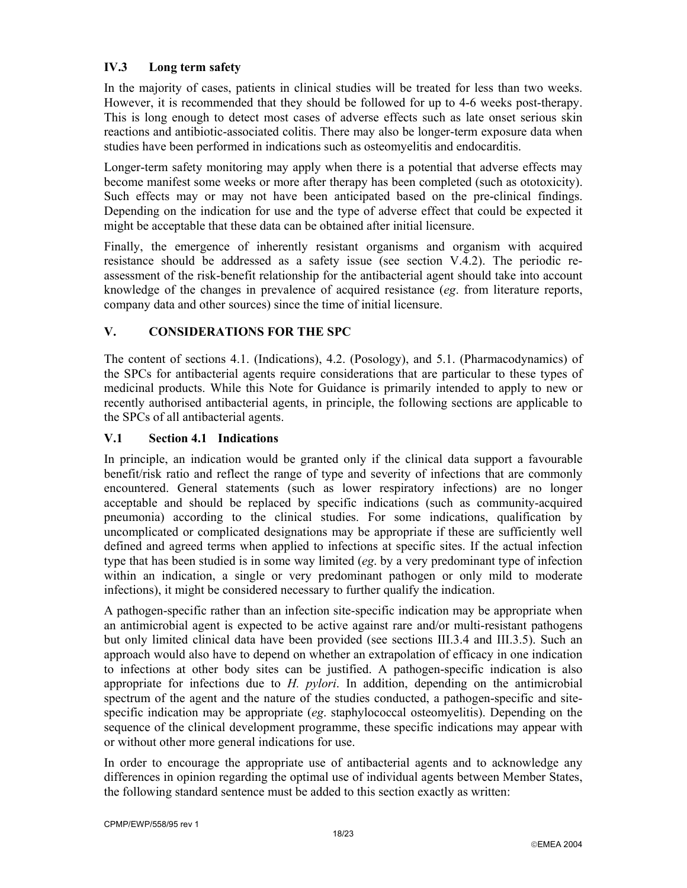### IV.3 Long term safety

In the majority of cases, patients in clinical studies will be treated for less than two weeks. However, it is recommended that they should be followed for up to 4-6 weeks post-therapy. This is long enough to detect most cases of adverse effects such as late onset serious skin reactions and antibiotic-associated colitis. There may also be longer-term exposure data when studies have been performed in indications such as osteomyelitis and endocarditis.

Longer-term safety monitoring may apply when there is a potential that adverse effects may become manifest some weeks or more after therapy has been completed (such as ototoxicity). Such effects may or may not have been anticipated based on the pre-clinical findings. Depending on the indication for use and the type of adverse effect that could be expected it might be acceptable that these data can be obtained after initial licensure.

Finally, the emergence of inherently resistant organisms and organism with acquired resistance should be addressed as a safety issue (see section V.4.2). The periodic re-assessment of the risk-benefit relationship for the antibacterial agent should take into account knowledge of the changes in prevalence of acquired resistance (*eg*. from literature reports, company data and other sources) since the time of initial licensure.

## V. CONSIDERATIONS FOR THE SPC

The content of sections 4.1. (Indications), 4.2. (Posology), and 5.1. (Pharmacodynamics) of the SPCs for antibacterial agents require considerations that are particular to these types of medicinal products. While this Note for Guidance is primarily intended to apply to new or recently authorised antibacterial agents, in principle, the following sections are applicable to the SPCs of all antibacterial agents.

### V.1 Section 4.1 Indications

In principle, an indication would be granted only if the clinical data support a favourable benefit/risk ratio and reflect the range of type and severity of infections that are commonly encountered. General statements (such as lower respiratory infections) are no longer acceptable and should be replaced by specific indications (such as community-acquired pneumonia) according to the clinical studies. For some indications, qualification by uncomplicated or complicated designations may be appropriate if these are sufficiently well defined and agreed terms when applied to infections at specific sites. If the actual infection type that has been studied is in some way limited (*eg*. by a very predominant type of infection within an indication, a single or very predominant pathogen or only mild to moderate infections), it might be considered necessary to further qualify the indication.

A pathogen-specific rather than an infection site-specific indication may be appropriate when an antimicrobial agent is expected to be active against rare and/or multi-resistant pathogens but only limited clinical data have been provided (see sections III.3.4 and III.3.5). Such an approach would also have to depend on whether an extrapolation of efficacy in one indication to infections at other body sites can be justified. A pathogen-specific indication is also appropriate for infections due to *H. pylori*. In addition, depending on the antimicrobial spectrum of the agent and the nature of the studies conducted, a pathogen-specific and site-specific indication may be appropriate (*eg*. staphylococcal osteomyelitis). Depending on the sequence of the clinical development programme, these specific indications may appear with or without other more general indications for use.

In order to encourage the appropriate use of antibacterial agents and to acknowledge any differences in opinion regarding the optimal use of individual agents between Member States, the following standard sentence must be added to this section exactly as written: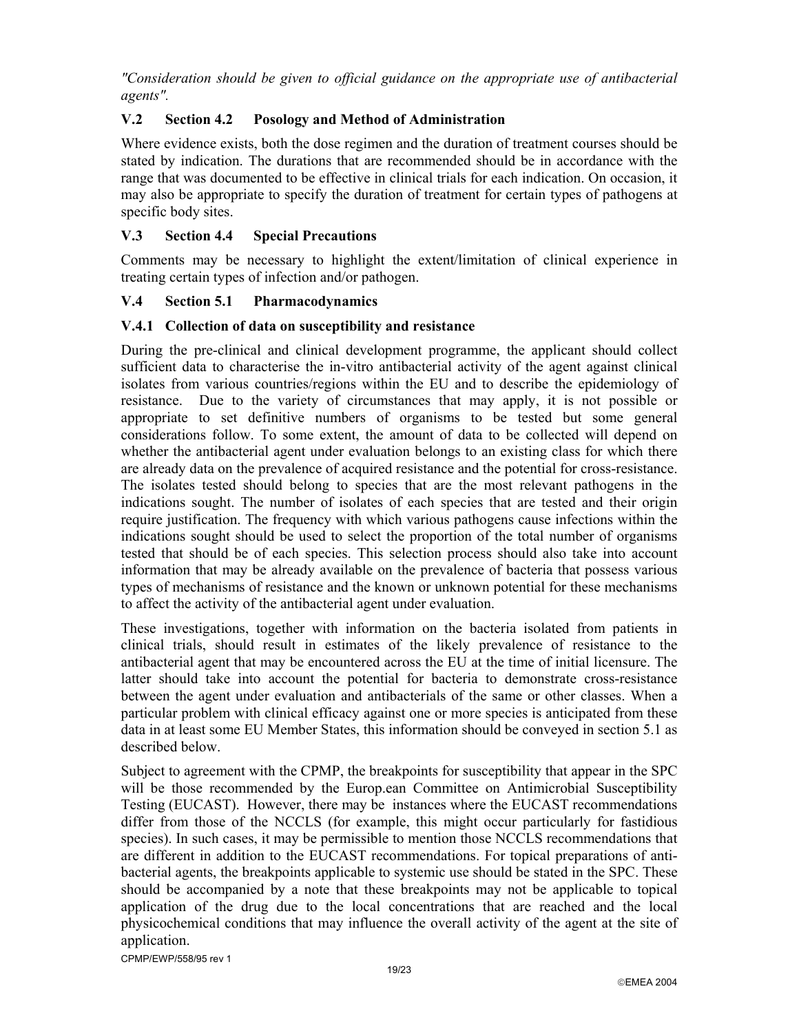*"Consideration should be given to official guidance on the appropriate use of antibacterial agents".*

### V.2 Section 4.2 Posology and Method of Administration

Where evidence exists, both the dose regimen and the duration of treatment courses should be stated by indication. The durations that are recommended should be in accordance with the range that was documented to be effective in clinical trials for each indication. On occasion, it may also be appropriate to specify the duration of treatment for certain types of pathogens at specific body sites.

### V.3 Section 4.4 Special Precautions

Comments may be necessary to highlight the extent/limitation of clinical experience in treating certain types of infection and/or pathogen.

### V.4 Section 5.1 Pharmacodynamics

#### V.4.1 Collection of data on susceptibility and resistance

During the pre-clinical and clinical development programme, the applicant should collect sufficient data to characterise the in-vitro antibacterial activity of the agent against clinical isolates from various countries/regions within the EU and to describe the epidemiology of resistance. Due to the variety of circumstances that may apply, it is not possible or appropriate to set definitive numbers of organisms to be tested but some general considerations follow. To some extent, the amount of data to be collected will depend on whether the antibacterial agent under evaluation belongs to an existing class for which there are already data on the prevalence of acquired resistance and the potential for cross-resistance. The isolates tested should belong to species that are the most relevant pathogens in the indications sought. The number of isolates of each species that are tested and their origin require justification. The frequency with which various pathogens cause infections within the indications sought should be used to select the proportion of the total number of organisms tested that should be of each species. This selection process should also take into account information that may be already available on the prevalence of bacteria that possess various types of mechanisms of resistance and the known or unknown potential for these mechanisms to affect the activity of the antibacterial agent under evaluation.

These investigations, together with information on the bacteria isolated from patients in clinical trials, should result in estimates of the likely prevalence of resistance to the antibacterial agent that may be encountered across the EU at the time of initial licensure. The latter should take into account the potential for bacteria to demonstrate cross-resistance between the agent under evaluation and antibacterials of the same or other classes. When a particular problem with clinical efficacy against one or more species is anticipated from these data in at least some EU Member States, this information should be conveyed in section 5.1 as described below.

Subject to agreement with the CPMP, the breakpoints for susceptibility that appear in the SPC will be those recommended by the Europ.ean Committee on Antimicrobial Susceptibility Testing (EUCAST). However, there may be instances where the EUCAST recommendations differ from those of the NCCLS (for example, this might occur particularly for fastidious species). In such cases, it may be permissible to mention those NCCLS recommendations that are different in addition to the EUCAST recommendations. For topical preparations of anti-bacterial agents, the breakpoints applicable to systemic use should be stated in the SPC. These should be accompanied by a note that these breakpoints may not be applicable to topical application of the drug due to the local concentrations that are reached and the local physicochemical conditions that may influence the overall activity of the agent at the site of application.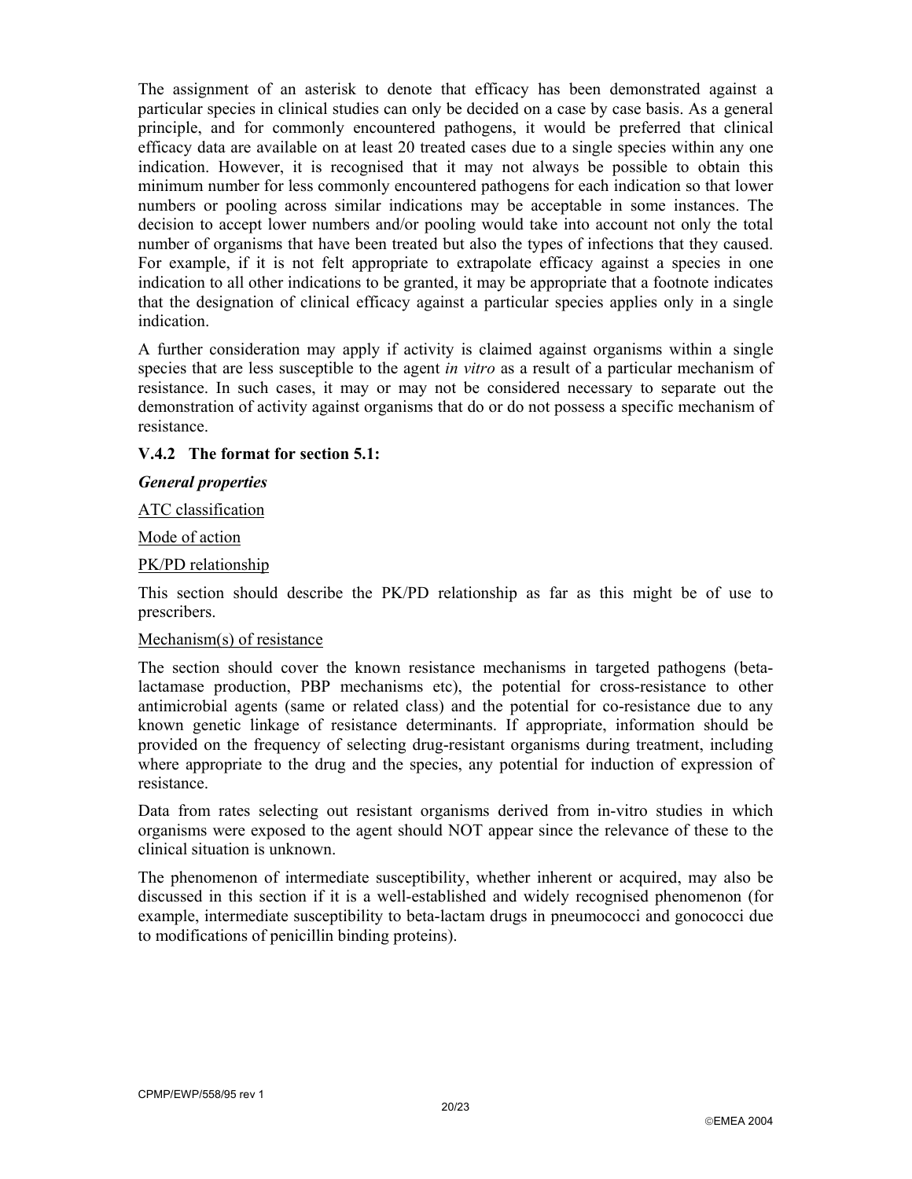The assignment of an asterisk to denote that efficacy has been demonstrated against a particular species in clinical studies can only be decided on a case by case basis. As a general principle, and for commonly encountered pathogens, it would be preferred that clinical efficacy data are available on at least 20 treated cases due to a single species within any one indication. However, it is recognised that it may not always be possible to obtain this minimum number for less commonly encountered pathogens for each indication so that lower numbers or pooling across similar indications may be acceptable in some instances. The decision to accept lower numbers and/or pooling would take into account not only the total number of organisms that have been treated but also the types of infections that they caused. For example, if it is not felt appropriate to extrapolate efficacy against a species in one indication to all other indications to be granted, it may be appropriate that a footnote indicates that the designation of clinical efficacy against a particular species applies only in a single indication.

A further consideration may apply if activity is claimed against organisms within a single species that are less susceptible to the agent *in vitro* as a result of a particular mechanism of resistance. In such cases, it may or may not be considered necessary to separate out the demonstration of activity against organisms that do or do not possess a specific mechanism of resistance.

### V.4.2 The format for section 5.1:

***General properties***

ATC classification

Mode of action

PK/PD relationship

This section should describe the PK/PD relationship as far as this might be of use to prescribers.

Mechanism(s) of resistance

The section should cover the known resistance mechanisms in targeted pathogens (beta-lactamase production, PBP mechanisms etc), the potential for cross-resistance to other antimicrobial agents (same or related class) and the potential for co-resistance due to any known genetic linkage of resistance determinants. If appropriate, information should be provided on the frequency of selecting drug-resistant organisms during treatment, including where appropriate to the drug and the species, any potential for induction of expression of resistance.

Data from rates selecting out resistant organisms derived from in-vitro studies in which organisms were exposed to the agent should NOT appear since the relevance of these to the clinical situation is unknown.

The phenomenon of intermediate susceptibility, whether inherent or acquired, may also be discussed in this section if it is a well-established and widely recognised phenomenon (for example, intermediate susceptibility to beta-lactam drugs in pneumococci and gonococci due to modifications of penicillin binding proteins).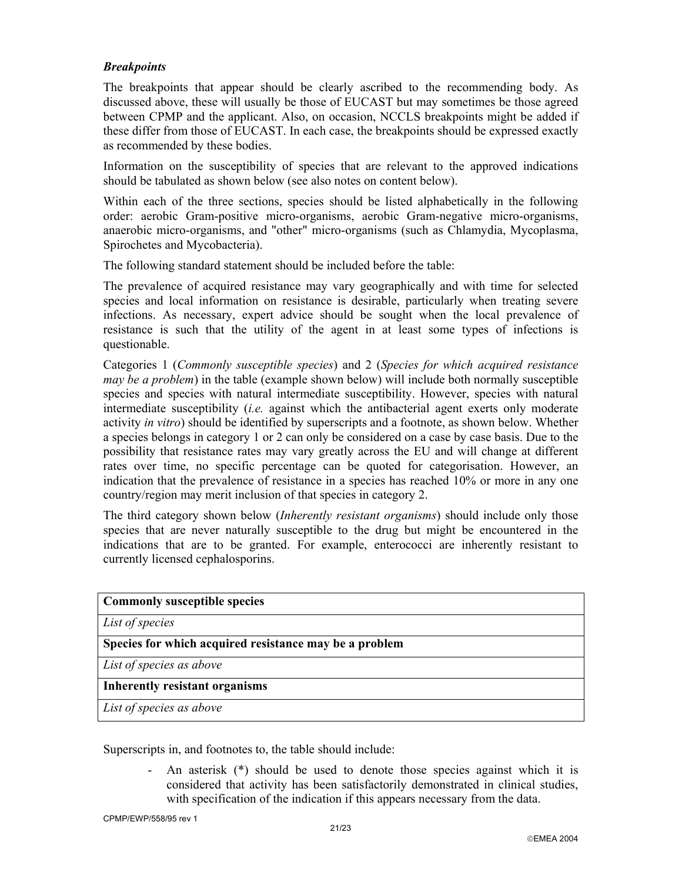### *Breakpoints*

The breakpoints that appear should be clearly ascribed to the recommending body. As discussed above, these will usually be those of EUCAST but may sometimes be those agreed between CPMP and the applicant. Also, on occasion, NCCLS breakpoints might be added if these differ from those of EUCAST. In each case, the breakpoints should be expressed exactly as recommended by these bodies.

Information on the susceptibility of species that are relevant to the approved indications should be tabulated as shown below (see also notes on content below).

Within each of the three sections, species should be listed alphabetically in the following order: aerobic Gram-positive micro-organisms, aerobic Gram-negative micro-organisms, anaerobic micro-organisms, and "other" micro-organisms (such as Chlamydia, Mycoplasma, Spirochetes and Mycobacteria).

The following standard statement should be included before the table:

The prevalence of acquired resistance may vary geographically and with time for selected species and local information on resistance is desirable, particularly when treating severe infections. As necessary, expert advice should be sought when the local prevalence of resistance is such that the utility of the agent in at least some types of infections is questionable.

Categories 1 (*Commonly susceptible species*) and 2 (*Species for which acquired resistance may be a problem*) in the table (example shown below) will include both normally susceptible species and species with natural intermediate susceptibility. However, species with natural intermediate susceptibility (*i.e.* against which the antibacterial agent exerts only moderate activity *in vitro*) should be identified by superscripts and a footnote, as shown below. Whether a species belongs in category 1 or 2 can only be considered on a case by case basis. Due to the possibility that resistance rates may vary greatly across the EU and will change at different rates over time, no specific percentage can be quoted for categorisation. However, an indication that the prevalence of resistance in a species has reached 10% or more in any one country/region may merit inclusion of that species in category 2.

The third category shown below (*Inherently resistant organisms*) should include only those species that are never naturally susceptible to the drug but might be encountered in the indications that are to be granted. For example, enterococci are inherently resistant to currently licensed cephalosporins.

| **Commonly susceptible species** |
|---|
| *List of species* |
| **Species for which acquired resistance may be a problem** |
| *List of species as above* |
| **Inherently resistant organisms** |
| *List of species as above* |

Superscripts in, and footnotes to, the table should include:

- An asterisk (*) should be used to denote those species against which it is considered that activity has been satisfactorily demonstrated in clinical studies, with specification of the indication if this appears necessary from the data.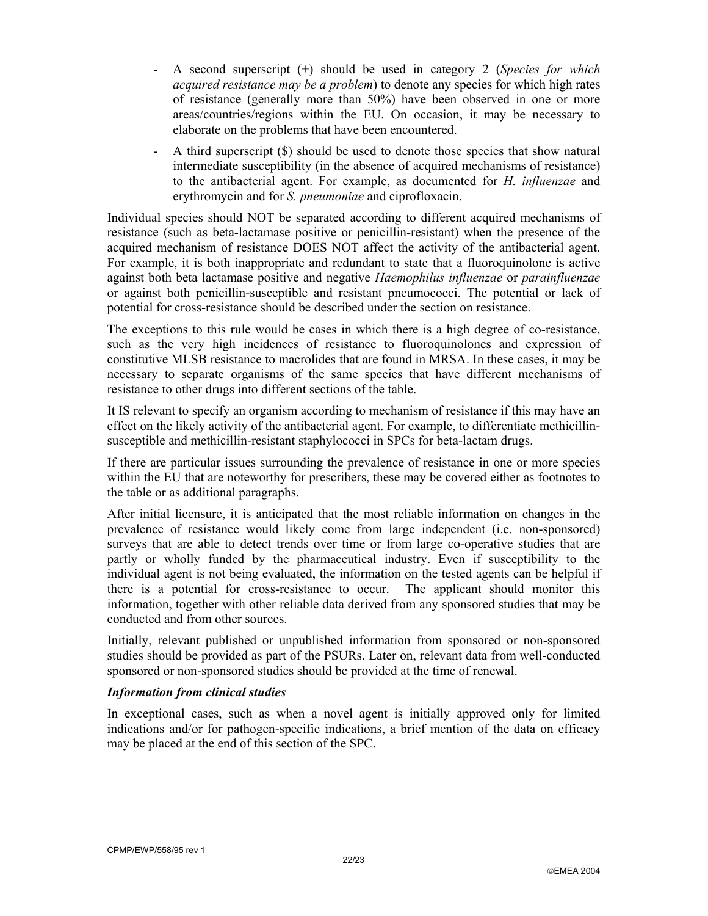- A second superscript (+) should be used in category 2 (*Species for which acquired resistance may be a problem*) to denote any species for which high rates of resistance (generally more than 50%) have been observed in one or more areas/countries/regions within the EU. On occasion, it may be necessary to elaborate on the problems that have been encountered.
- A third superscript ($) should be used to denote those species that show natural intermediate susceptibility (in the absence of acquired mechanisms of resistance) to the antibacterial agent. For example, as documented for *H. influenzae* and erythromycin and for *S. pneumoniae* and ciprofloxacin.

Individual species should NOT be separated according to different acquired mechanisms of resistance (such as beta-lactamase positive or penicillin-resistant) when the presence of the acquired mechanism of resistance DOES NOT affect the activity of the antibacterial agent. For example, it is both inappropriate and redundant to state that a fluoroquinolone is active against both beta lactamase positive and negative *Haemophilus influenzae* or *parainfluenzae* or against both penicillin-susceptible and resistant pneumococci. The potential or lack of potential for cross-resistance should be described under the section on resistance.

The exceptions to this rule would be cases in which there is a high degree of co-resistance, such as the very high incidences of resistance to fluoroquinolones and expression of constitutive MLSB resistance to macrolides that are found in MRSA. In these cases, it may be necessary to separate organisms of the same species that have different mechanisms of resistance to other drugs into different sections of the table.

It IS relevant to specify an organism according to mechanism of resistance if this may have an effect on the likely activity of the antibacterial agent. For example, to differentiate methicillin-susceptible and methicillin-resistant staphylococci in SPCs for beta-lactam drugs.

If there are particular issues surrounding the prevalence of resistance in one or more species within the EU that are noteworthy for prescribers, these may be covered either as footnotes to the table or as additional paragraphs.

After initial licensure, it is anticipated that the most reliable information on changes in the prevalence of resistance would likely come from large independent (i.e. non-sponsored) surveys that are able to detect trends over time or from large co-operative studies that are partly or wholly funded by the pharmaceutical industry. Even if susceptibility to the individual agent is not being evaluated, the information on the tested agents can be helpful if there is a potential for cross-resistance to occur. The applicant should monitor this information, together with other reliable data derived from any sponsored studies that may be conducted and from other sources.

Initially, relevant published or unpublished information from sponsored or non-sponsored studies should be provided as part of the PSURs. Later on, relevant data from well-conducted sponsored or non-sponsored studies should be provided at the time of renewal.

***Information from clinical studies***

In exceptional cases, such as when a novel agent is initially approved only for limited indications and/or for pathogen-specific indications, a brief mention of the data on efficacy may be placed at the end of this section of the SPC.